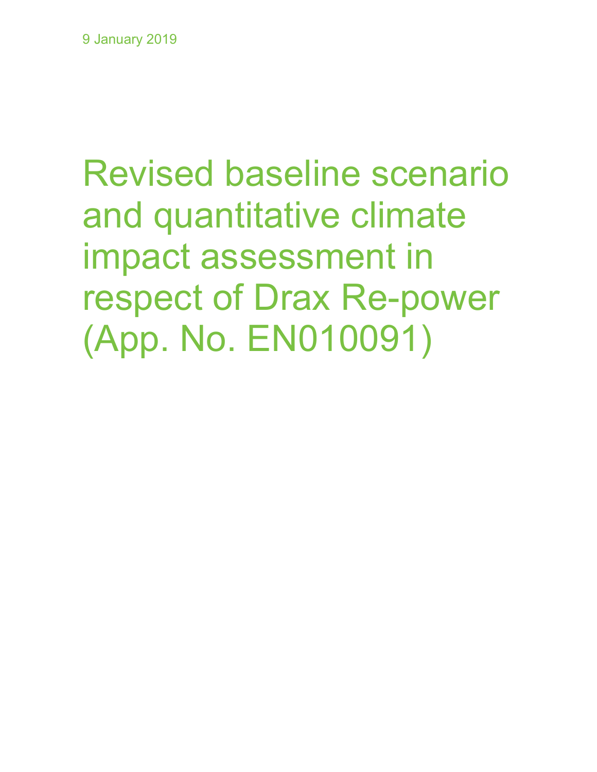9 January 2019

# Revised baseline scenario and quantitative climate impact assessment in respect of Drax Re-power (App. No. EN010091)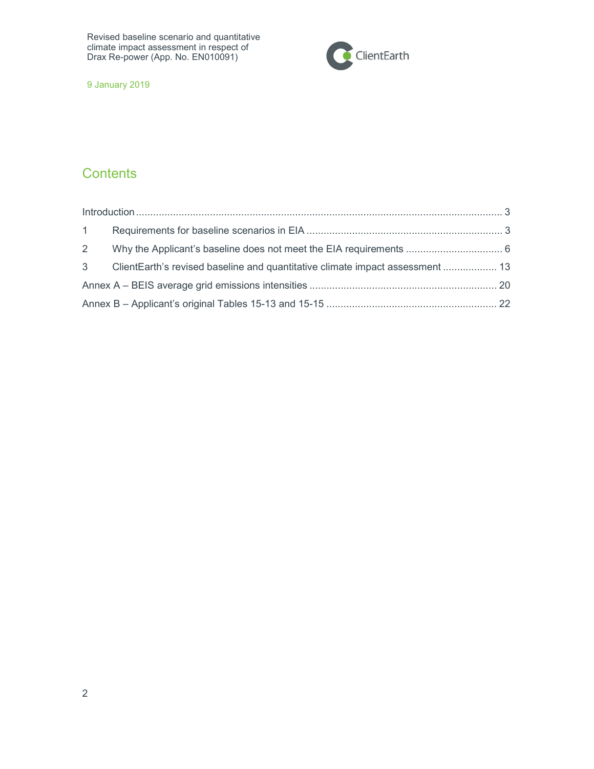## Contents

Introduction ........................................................................................................................ 3

1 Requirements for baseline scenarios in EIA ................................................................... 3

2 Why the Applicant's baseline does not meet the EIA requirements ................................. 6

3 ClientEarth's revised baseline and quantitative climate impact assessment ................... 13

Annex A – BEIS average grid emissions intensities ......................................................... 20

Annex B – Applicant's original Tables 15-13 and 15-15 ................................................... 22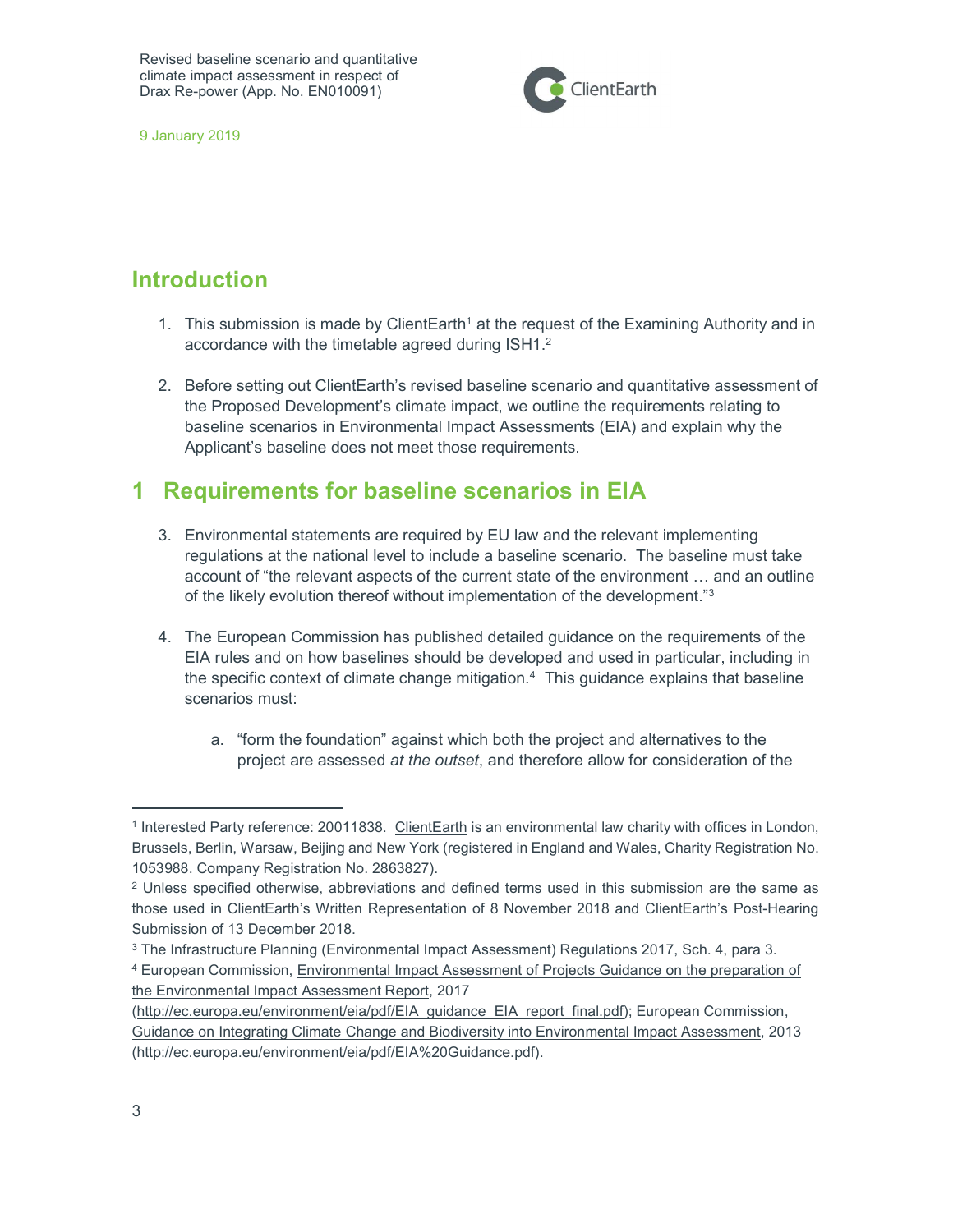## Introduction

1. This submission is made by ClientEarth[1] at the request of the Examining Authority and in accordance with the timetable agreed during ISH1.[2]

2. Before setting out ClientEarth's revised baseline scenario and quantitative assessment of the Proposed Development's climate impact, we outline the requirements relating to baseline scenarios in Environmental Impact Assessments (EIA) and explain why the Applicant's baseline does not meet those requirements.

## 1 Requirements for baseline scenarios in EIA

3. Environmental statements are required by EU law and the relevant implementing regulations at the national level to include a baseline scenario. The baseline must take account of "the relevant aspects of the current state of the environment … and an outline of the likely evolution thereof without implementation of the development."[3]

4. The European Commission has published detailed guidance on the requirements of the EIA rules and on how baselines should be developed and used in particular, including in the specific context of climate change mitigation.[4] This guidance explains that baseline scenarios must:

    a. "form the foundation" against which both the project and alternatives to the project are assessed *at the outset*, and therefore allow for consideration of the

---

[1] Interested Party reference: 20011838. ClientEarth is an environmental law charity with offices in London, Brussels, Berlin, Warsaw, Beijing and New York (registered in England and Wales, Charity Registration No. 1053988. Company Registration No. 2863827).

[2] Unless specified otherwise, abbreviations and defined terms used in this submission are the same as those used in ClientEarth's Written Representation of 8 November 2018 and ClientEarth's Post-Hearing Submission of 13 December 2018.

[3] The Infrastructure Planning (Environmental Impact Assessment) Regulations 2017, Sch. 4, para 3.

[4] European Commission, Environmental Impact Assessment of Projects Guidance on the preparation of the Environmental Impact Assessment Report, 2017 (http://ec.europa.eu/environment/eia/pdf/EIA_guidance_EIA_report_final.pdf); European Commission, Guidance on Integrating Climate Change and Biodiversity into Environmental Impact Assessment, 2013 (http://ec.europa.eu/environment/eia/pdf/EIA%20Guidance.pdf).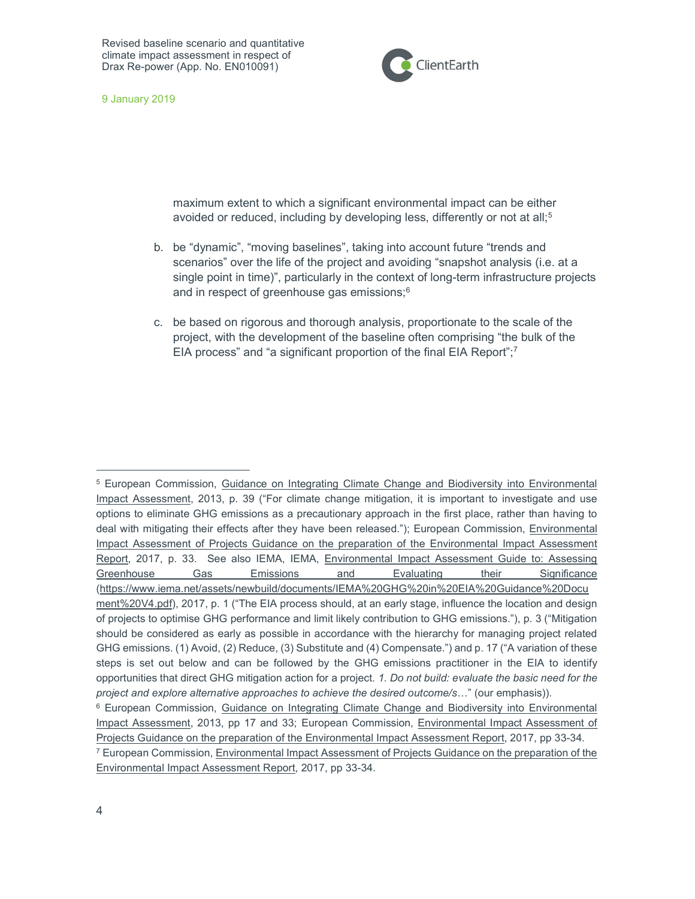maximum extent to which a significant environmental impact can be either avoided or reduced, including by developing less, differently or not at all;[5]

b. be "dynamic", "moving baselines", taking into account future "trends and scenarios" over the life of the project and avoiding "snapshot analysis (i.e. at a single point in time)", particularly in the context of long-term infrastructure projects and in respect of greenhouse gas emissions;[6]

c. be based on rigorous and thorough analysis, proportionate to the scale of the project, with the development of the baseline often comprising "the bulk of the EIA process" and "a significant proportion of the final EIA Report";[7]

---

[5] European Commission, Guidance on Integrating Climate Change and Biodiversity into Environmental Impact Assessment, 2013, p. 39 ("For climate change mitigation, it is important to investigate and use options to eliminate GHG emissions as a precautionary approach in the first place, rather than having to deal with mitigating their effects after they have been released."); European Commission, Environmental Impact Assessment of Projects Guidance on the preparation of the Environmental Impact Assessment Report, 2017, p. 33. See also IEMA, IEMA, Environmental Impact Assessment Guide to: Assessing Greenhouse Gas Emissions and Evaluating their Significance (https://www.iema.net/assets/newbuild/documents/IEMA%20GHG%20in%20EIA%20Guidance%20Document%20V4.pdf), 2017, p. 1 ("The EIA process should, at an early stage, influence the location and design of projects to optimise GHG performance and limit likely contribution to GHG emissions."), p. 3 ("Mitigation should be considered as early as possible in accordance with the hierarchy for managing project related GHG emissions. (1) Avoid, (2) Reduce, (3) Substitute and (4) Compensate.") and p. 17 ("A variation of these steps is set out below and can be followed by the GHG emissions practitioner in the EIA to identify opportunities that direct GHG mitigation action for a project. *1. Do not build: evaluate the basic need for the project and explore alternative approaches to achieve the desired outcome/s*…" (our emphasis)).

[6] European Commission, Guidance on Integrating Climate Change and Biodiversity into Environmental Impact Assessment, 2013, pp 17 and 33; European Commission, Environmental Impact Assessment of Projects Guidance on the preparation of the Environmental Impact Assessment Report, 2017, pp 33-34.

[7] European Commission, Environmental Impact Assessment of Projects Guidance on the preparation of the Environmental Impact Assessment Report, 2017, pp 33-34.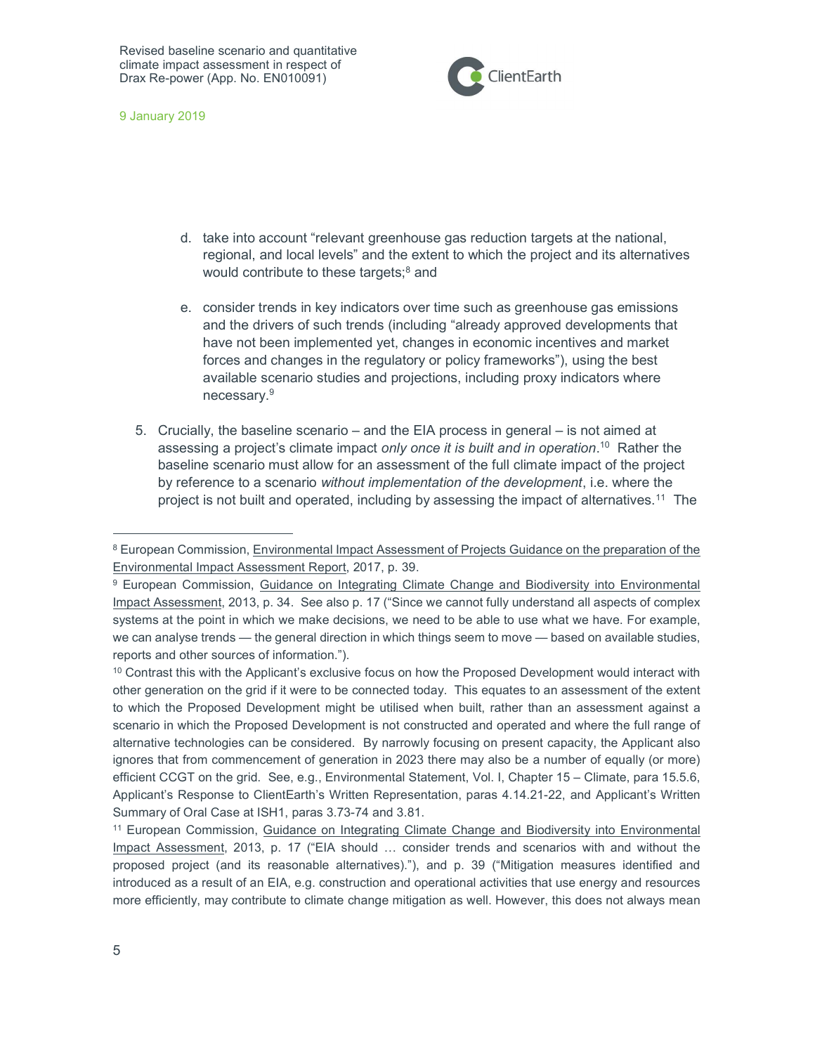d. take into account "relevant greenhouse gas reduction targets at the national, regional, and local levels" and the extent to which the project and its alternatives would contribute to these targets;[8] and

e. consider trends in key indicators over time such as greenhouse gas emissions and the drivers of such trends (including "already approved developments that have not been implemented yet, changes in economic incentives and market forces and changes in the regulatory or policy frameworks"), using the best available scenario studies and projections, including proxy indicators where necessary.[9]

5. Crucially, the baseline scenario – and the EIA process in general – is not aimed at assessing a project's climate impact *only once it is built and in operation*.[10] Rather the baseline scenario must allow for an assessment of the full climate impact of the project by reference to a scenario *without implementation of the development*, i.e. where the project is not built and operated, including by assessing the impact of alternatives.[11] The

---

[8] European Commission, Environmental Impact Assessment of Projects Guidance on the preparation of the Environmental Impact Assessment Report, 2017, p. 39.

[9] European Commission, Guidance on Integrating Climate Change and Biodiversity into Environmental Impact Assessment, 2013, p. 34. See also p. 17 ("Since we cannot fully understand all aspects of complex systems at the point in which we make decisions, we need to be able to use what we have. For example, we can analyse trends — the general direction in which things seem to move — based on available studies, reports and other sources of information.").

[10] Contrast this with the Applicant's exclusive focus on how the Proposed Development would interact with other generation on the grid if it were to be connected today. This equates to an assessment of the extent to which the Proposed Development might be utilised when built, rather than an assessment against a scenario in which the Proposed Development is not constructed and operated and where the full range of alternative technologies can be considered. By narrowly focusing on present capacity, the Applicant also ignores that from commencement of generation in 2023 there may also be a number of equally (or more) efficient CCGT on the grid. See, e.g., Environmental Statement, Vol. I, Chapter 15 – Climate, para 15.5.6, Applicant's Response to ClientEarth's Written Representation, paras 4.14.21-22, and Applicant's Written Summary of Oral Case at ISH1, paras 3.73-74 and 3.81.

[11] European Commission, Guidance on Integrating Climate Change and Biodiversity into Environmental Impact Assessment, 2013, p. 17 ("EIA should … consider trends and scenarios with and without the proposed project (and its reasonable alternatives)."), and p. 39 ("Mitigation measures identified and introduced as a result of an EIA, e.g. construction and operational activities that use energy and resources more efficiently, may contribute to climate change mitigation as well. However, this does not always mean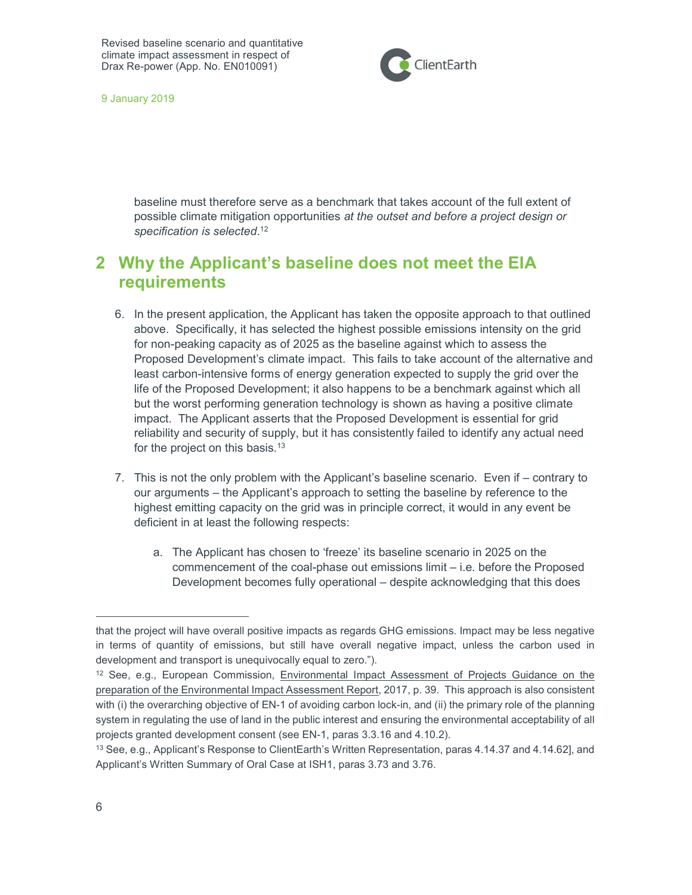baseline must therefore serve as a benchmark that takes account of the full extent of possible climate mitigation opportunities *at the outset and before a project design or specification is selected*.[12]

## 2 Why the Applicant's baseline does not meet the EIA requirements

6. In the present application, the Applicant has taken the opposite approach to that outlined above. Specifically, it has selected the highest possible emissions intensity on the grid for non-peaking capacity as of 2025 as the baseline against which to assess the Proposed Development's climate impact. This fails to take account of the alternative and least carbon-intensive forms of energy generation expected to supply the grid over the life of the Proposed Development; it also happens to be a benchmark against which all but the worst performing generation technology is shown as having a positive climate impact. The Applicant asserts that the Proposed Development is essential for grid reliability and security of supply, but it has consistently failed to identify any actual need for the project on this basis.[13]

7. This is not the only problem with the Applicant's baseline scenario. Even if – contrary to our arguments – the Applicant's approach to setting the baseline by reference to the highest emitting capacity on the grid was in principle correct, it would in any event be deficient in at least the following respects:

    a. The Applicant has chosen to 'freeze' its baseline scenario in 2025 on the commencement of the coal-phase out emissions limit – i.e. before the Proposed Development becomes fully operational – despite acknowledging that this does

---

that the project will have overall positive impacts as regards GHG emissions. Impact may be less negative in terms of quantity of emissions, but still have overall negative impact, unless the carbon used in development and transport is unequivocally equal to zero.").

[12] See, e.g., European Commission, Environmental Impact Assessment of Projects Guidance on the preparation of the Environmental Impact Assessment Report, 2017, p. 39. This approach is also consistent with (i) the overarching objective of EN-1 of avoiding carbon lock-in, and (ii) the primary role of the planning system in regulating the use of land in the public interest and ensuring the environmental acceptability of all projects granted development consent (see EN-1, paras 3.3.16 and 4.10.2).

[13] See, e.g., Applicant's Response to ClientEarth's Written Representation, paras 4.14.37 and 4.14.62], and Applicant's Written Summary of Oral Case at ISH1, paras 3.73 and 3.76.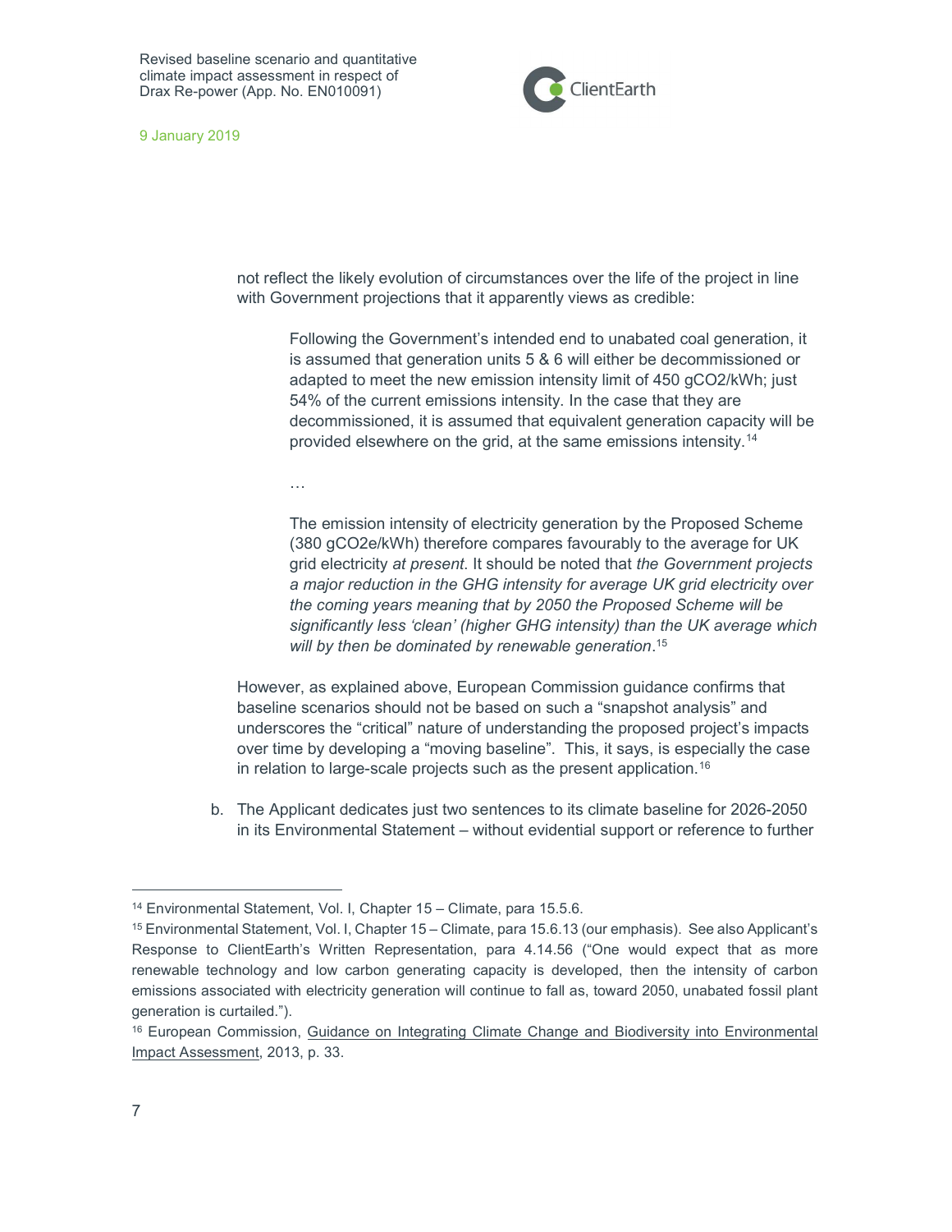not reflect the likely evolution of circumstances over the life of the project in line with Government projections that it apparently views as credible:

> Following the Government's intended end to unabated coal generation, it is assumed that generation units 5 & 6 will either be decommissioned or adapted to meet the new emission intensity limit of 450 $gCO_2/kWh$; just 54% of the current emissions intensity. In the case that they are decommissioned, it is assumed that equivalent generation capacity will be provided elsewhere on the grid, at the same emissions intensity.[14]
>
> …
>
> The emission intensity of electricity generation by the Proposed Scheme (380 $gCO_2e/kWh$) therefore compares favourably to the average for UK grid electricity *at present*. It should be noted that *the Government projects a major reduction in the GHG intensity for average UK grid electricity over the coming years meaning that by 2050 the Proposed Scheme will be significantly less 'clean' (higher GHG intensity) than the UK average which will by then be dominated by renewable generation*.[15]

However, as explained above, European Commission guidance confirms that baseline scenarios should not be based on such a "snapshot analysis" and underscores the "critical" nature of understanding the proposed project's impacts over time by developing a "moving baseline". This, it says, is especially the case in relation to large-scale projects such as the present application.[16]

b. The Applicant dedicates just two sentences to its climate baseline for 2026-2050 in its Environmental Statement – without evidential support or reference to further

---

[14] Environmental Statement, Vol. I, Chapter 15 – Climate, para 15.5.6.

[15] Environmental Statement, Vol. I, Chapter 15 – Climate, para 15.6.13 (our emphasis). See also Applicant's Response to ClientEarth's Written Representation, para 4.14.56 ("One would expect that as more renewable technology and low carbon generating capacity is developed, then the intensity of carbon emissions associated with electricity generation will continue to fall as, toward 2050, unabated fossil plant generation is curtailed.").

[16] European Commission, Guidance on Integrating Climate Change and Biodiversity into Environmental Impact Assessment, 2013, p. 33.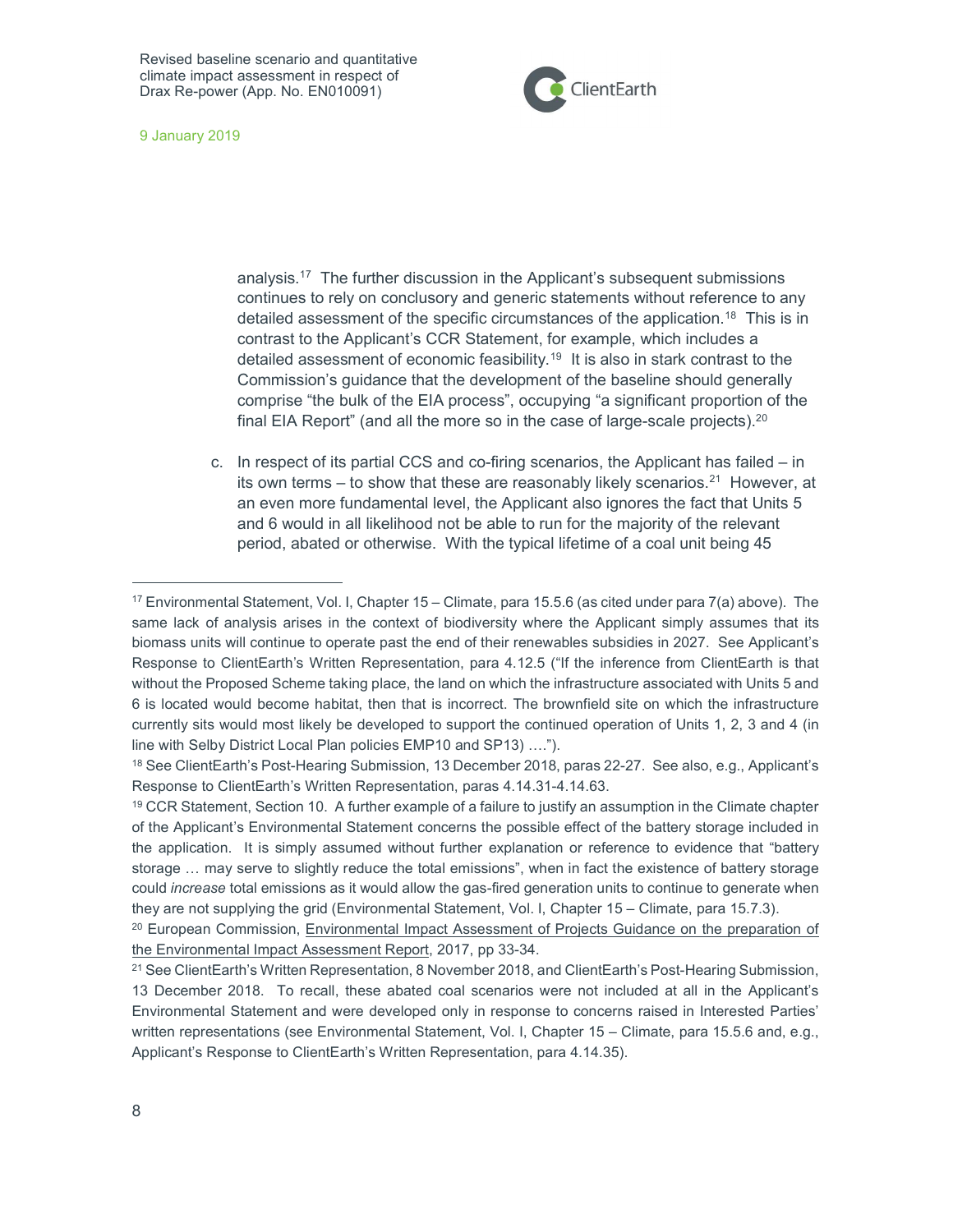analysis.[17] The further discussion in the Applicant's subsequent submissions continues to rely on conclusory and generic statements without reference to any detailed assessment of the specific circumstances of the application.[18] This is in contrast to the Applicant's CCR Statement, for example, which includes a detailed assessment of economic feasibility.[19] It is also in stark contrast to the Commission's guidance that the development of the baseline should generally comprise "the bulk of the EIA process", occupying "a significant proportion of the final EIA Report" (and all the more so in the case of large-scale projects).[20]

c. In respect of its partial CCS and co-firing scenarios, the Applicant has failed – in its own terms – to show that these are reasonably likely scenarios.[21] However, at an even more fundamental level, the Applicant also ignores the fact that Units 5 and 6 would in all likelihood not be able to run for the majority of the relevant period, abated or otherwise. With the typical lifetime of a coal unit being 45

---

[17] Environmental Statement, Vol. I, Chapter 15 – Climate, para 15.5.6 (as cited under para 7(a) above). The same lack of analysis arises in the context of biodiversity where the Applicant simply assumes that its biomass units will continue to operate past the end of their renewables subsidies in 2027. See Applicant's Response to ClientEarth's Written Representation, para 4.12.5 ("If the inference from ClientEarth is that without the Proposed Scheme taking place, the land on which the infrastructure associated with Units 5 and 6 is located would become habitat, then that is incorrect. The brownfield site on which the infrastructure currently sits would most likely be developed to support the continued operation of Units 1, 2, 3 and 4 (in line with Selby District Local Plan policies EMP10 and SP13) ….").

[18] See ClientEarth's Post-Hearing Submission, 13 December 2018, paras 22-27. See also, e.g., Applicant's Response to ClientEarth's Written Representation, paras 4.14.31-4.14.63.

[19] CCR Statement, Section 10. A further example of a failure to justify an assumption in the Climate chapter of the Applicant's Environmental Statement concerns the possible effect of the battery storage included in the application. It is simply assumed without further explanation or reference to evidence that "battery storage … may serve to slightly reduce the total emissions", when in fact the existence of battery storage could *increase* total emissions as it would allow the gas-fired generation units to continue to generate when they are not supplying the grid (Environmental Statement, Vol. I, Chapter 15 – Climate, para 15.7.3).

[20] European Commission, Environmental Impact Assessment of Projects Guidance on the preparation of the Environmental Impact Assessment Report, 2017, pp 33-34.

[21] See ClientEarth's Written Representation, 8 November 2018, and ClientEarth's Post-Hearing Submission, 13 December 2018. To recall, these abated coal scenarios were not included at all in the Applicant's Environmental Statement and were developed only in response to concerns raised in Interested Parties' written representations (see Environmental Statement, Vol. I, Chapter 15 – Climate, para 15.5.6 and, e.g., Applicant's Response to ClientEarth's Written Representation, para 4.14.35).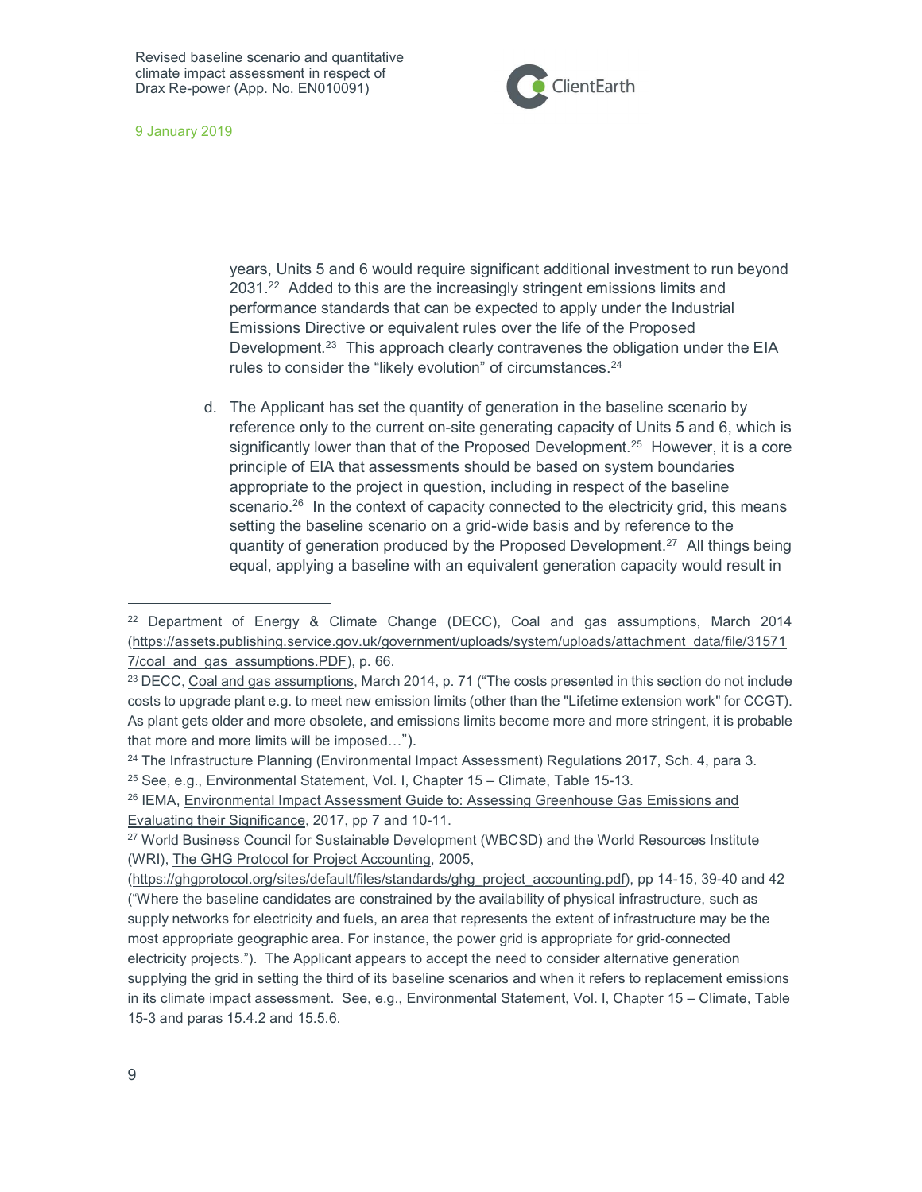years, Units 5 and 6 would require significant additional investment to run beyond 2031.[22] Added to this are the increasingly stringent emissions limits and performance standards that can be expected to apply under the Industrial Emissions Directive or equivalent rules over the life of the Proposed Development.[23] This approach clearly contravenes the obligation under the EIA rules to consider the "likely evolution" of circumstances.[24]

d. The Applicant has set the quantity of generation in the baseline scenario by reference only to the current on-site generating capacity of Units 5 and 6, which is significantly lower than that of the Proposed Development.[25] However, it is a core principle of EIA that assessments should be based on system boundaries appropriate to the project in question, including in respect of the baseline scenario.[26] In the context of capacity connected to the electricity grid, this means setting the baseline scenario on a grid-wide basis and by reference to the quantity of generation produced by the Proposed Development.[27] All things being equal, applying a baseline with an equivalent generation capacity would result in

---

[22] Department of Energy & Climate Change (DECC), Coal and gas assumptions, March 2014 (https://assets.publishing.service.gov.uk/government/uploads/system/uploads/attachment_data/file/315717/coal_and_gas_assumptions.PDF), p. 66.

[23] DECC, Coal and gas assumptions, March 2014, p. 71 ("The costs presented in this section do not include costs to upgrade plant e.g. to meet new emission limits (other than the "Lifetime extension work" for CCGT). As plant gets older and more obsolete, and emissions limits become more and more stringent, it is probable that more and more limits will be imposed…").

[24] The Infrastructure Planning (Environmental Impact Assessment) Regulations 2017, Sch. 4, para 3.

[25] See, e.g., Environmental Statement, Vol. I, Chapter 15 – Climate, Table 15-13.

[26] IEMA, Environmental Impact Assessment Guide to: Assessing Greenhouse Gas Emissions and Evaluating their Significance, 2017, pp 7 and 10-11.

[27] World Business Council for Sustainable Development (WBCSD) and the World Resources Institute (WRI), The GHG Protocol for Project Accounting, 2005, (https://ghgprotocol.org/sites/default/files/standards/ghg_project_accounting.pdf), pp 14-15, 39-40 and 42 ("Where the baseline candidates are constrained by the availability of physical infrastructure, such as supply networks for electricity and fuels, an area that represents the extent of infrastructure may be the most appropriate geographic area. For instance, the power grid is appropriate for grid-connected electricity projects."). The Applicant appears to accept the need to consider alternative generation supplying the grid in setting the third of its baseline scenarios and when it refers to replacement emissions in its climate impact assessment. See, e.g., Environmental Statement, Vol. I, Chapter 15 – Climate, Table 15-3 and paras 15.4.2 and 15.5.6.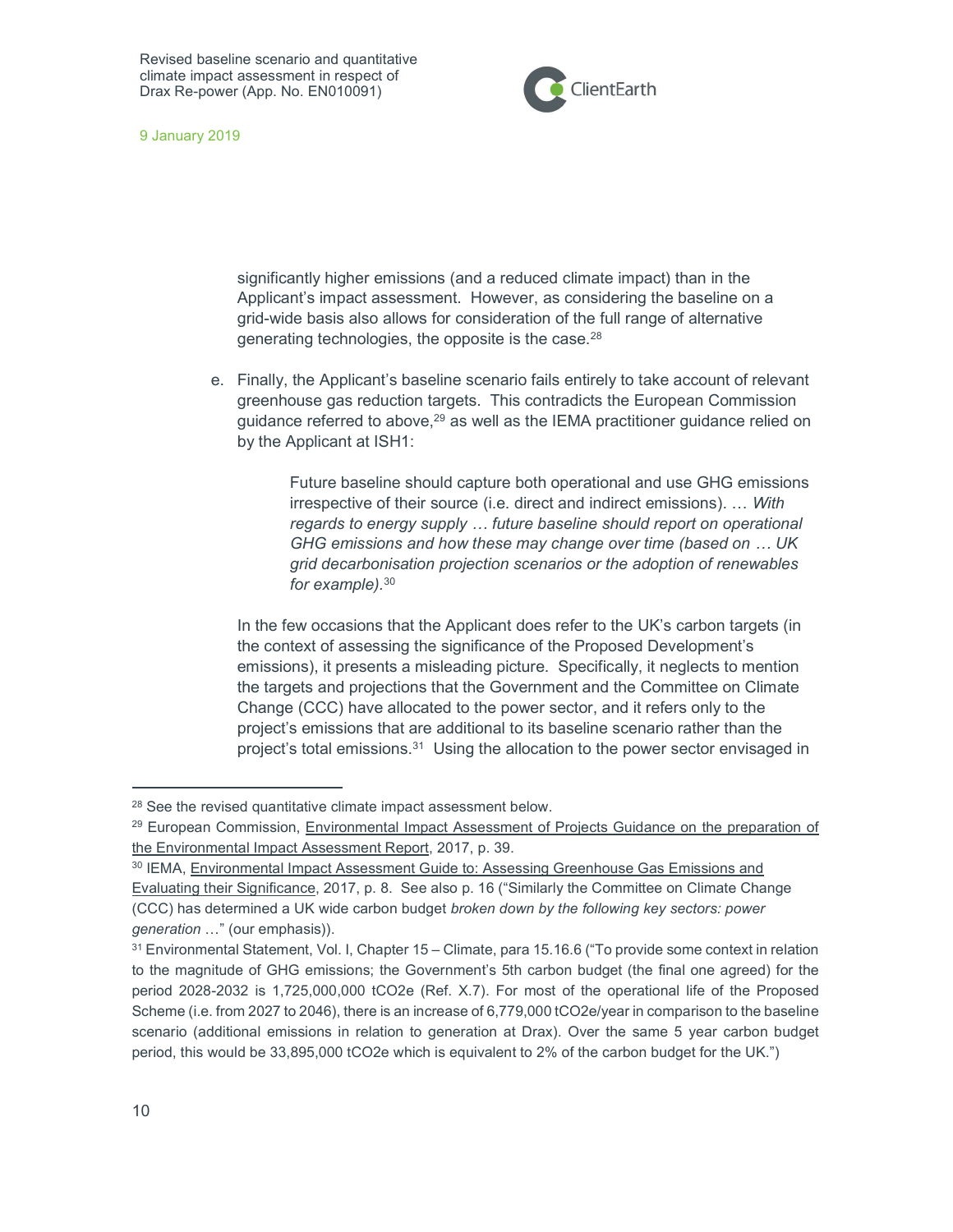significantly higher emissions (and a reduced climate impact) than in the Applicant's impact assessment. However, as considering the baseline on a grid-wide basis also allows for consideration of the full range of alternative generating technologies, the opposite is the case.[28]

e. Finally, the Applicant's baseline scenario fails entirely to take account of relevant greenhouse gas reduction targets. This contradicts the European Commission guidance referred to above,[29] as well as the IEMA practitioner guidance relied on by the Applicant at ISH1:

> Future baseline should capture both operational and use GHG emissions irrespective of their source (i.e. direct and indirect emissions). … *With regards to energy supply … future baseline should report on operational GHG emissions and how these may change over time (based on … UK grid decarbonisation projection scenarios or the adoption of renewables for example).*[30]

In the few occasions that the Applicant does refer to the UK's carbon targets (in the context of assessing the significance of the Proposed Development's emissions), it presents a misleading picture. Specifically, it neglects to mention the targets and projections that the Government and the Committee on Climate Change (CCC) have allocated to the power sector, and it refers only to the project's emissions that are additional to its baseline scenario rather than the project's total emissions.[31] Using the allocation to the power sector envisaged in

---

[28] See the revised quantitative climate impact assessment below.

[29] European Commission, Environmental Impact Assessment of Projects Guidance on the preparation of the Environmental Impact Assessment Report, 2017, p. 39.

[30] IEMA, Environmental Impact Assessment Guide to: Assessing Greenhouse Gas Emissions and Evaluating their Significance, 2017, p. 8. See also p. 16 ("Similarly the Committee on Climate Change (CCC) has determined a UK wide carbon budget *broken down by the following key sectors: power generation* …" (our emphasis)).

[31] Environmental Statement, Vol. I, Chapter 15 – Climate, para 15.16.6 ("To provide some context in relation to the magnitude of GHG emissions; the Government's 5th carbon budget (the final one agreed) for the period 2028-2032 is 1,725,000,000 tCO2e (Ref. X.7). For most of the operational life of the Proposed Scheme (i.e. from 2027 to 2046), there is an increase of 6,779,000 tCO2e/year in comparison to the baseline scenario (additional emissions in relation to generation at Drax). Over the same 5 year carbon budget period, this would be 33,895,000 tCO2e which is equivalent to 2% of the carbon budget for the UK.")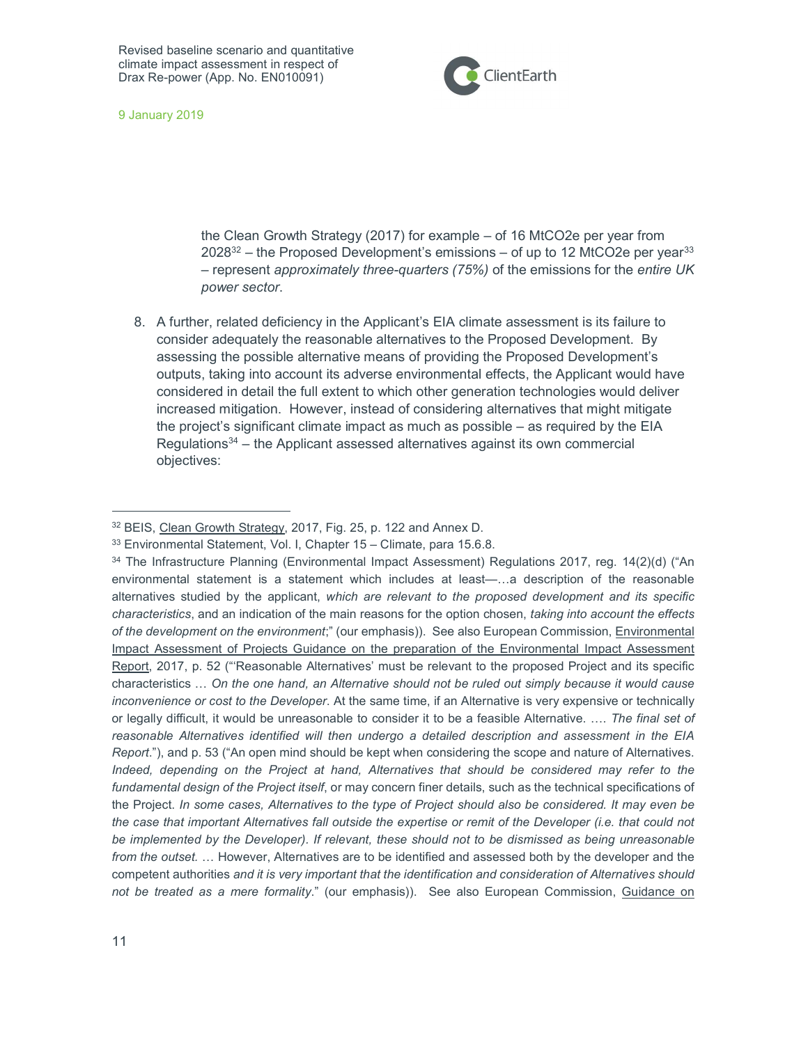the Clean Growth Strategy (2017) for example – of 16 MtCO2e per year from 2028[32] – the Proposed Development's emissions – of up to 12 MtCO2e per year[33] – represent *approximately three-quarters (75%)* of the emissions for the *entire UK power sector*.

8. A further, related deficiency in the Applicant's EIA climate assessment is its failure to consider adequately the reasonable alternatives to the Proposed Development. By assessing the possible alternative means of providing the Proposed Development's outputs, taking into account its adverse environmental effects, the Applicant would have considered in detail the full extent to which other generation technologies would deliver increased mitigation. However, instead of considering alternatives that might mitigate the project's significant climate impact as much as possible – as required by the EIA Regulations[34] – the Applicant assessed alternatives against its own commercial objectives:

---

[32] BEIS, Clean Growth Strategy, 2017, Fig. 25, p. 122 and Annex D.

[33] Environmental Statement, Vol. I, Chapter 15 – Climate, para 15.6.8.

[34] The Infrastructure Planning (Environmental Impact Assessment) Regulations 2017, reg. 14(2)(d) ("An environmental statement is a statement which includes at least—…a description of the reasonable alternatives studied by the applicant, *which are relevant to the proposed development and its specific characteristics*, and an indication of the main reasons for the option chosen, *taking into account the effects of the development on the environment*;" (our emphasis)). See also European Commission, Environmental Impact Assessment of Projects Guidance on the preparation of the Environmental Impact Assessment Report, 2017, p. 52 ("'Reasonable Alternatives' must be relevant to the proposed Project and its specific characteristics … *On the one hand, an Alternative should not be ruled out simply because it would cause inconvenience or cost to the Developer*. At the same time, if an Alternative is very expensive or technically or legally difficult, it would be unreasonable to consider it to be a feasible Alternative. …. *The final set of reasonable Alternatives identified will then undergo a detailed description and assessment in the EIA Report*."), and p. 53 ("An open mind should be kept when considering the scope and nature of Alternatives. *Indeed, depending on the Project at hand, Alternatives that should be considered may refer to the fundamental design of the Project itself*, or may concern finer details, such as the technical specifications of the Project. *In some cases, Alternatives to the type of Project should also be considered. It may even be the case that important Alternatives fall outside the expertise or remit of the Developer (i.e. that could not be implemented by the Developer). If relevant, these should not to be dismissed as being unreasonable from the outset.* … However, Alternatives are to be identified and assessed both by the developer and the competent authorities *and it is very important that the identification and consideration of Alternatives should not be treated as a mere formality*." (our emphasis)). See also European Commission, Guidance on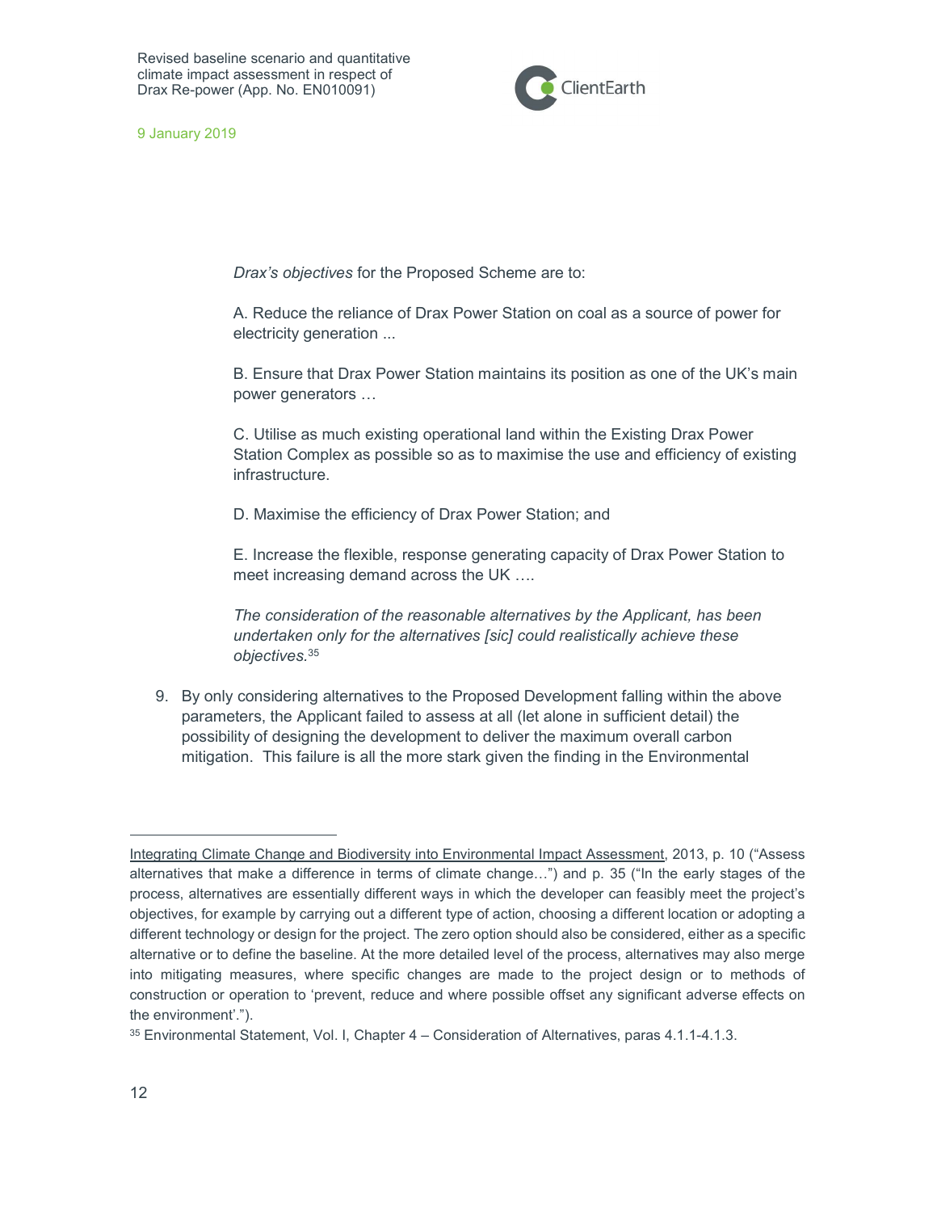> *Drax's objectives* for the Proposed Scheme are to:
>
> A. Reduce the reliance of Drax Power Station on coal as a source of power for electricity generation ...
>
> B. Ensure that Drax Power Station maintains its position as one of the UK's main power generators …
>
> C. Utilise as much existing operational land within the Existing Drax Power Station Complex as possible so as to maximise the use and efficiency of existing infrastructure.
>
> D. Maximise the efficiency of Drax Power Station; and
>
> E. Increase the flexible, response generating capacity of Drax Power Station to meet increasing demand across the UK ….
>
> *The consideration of the reasonable alternatives by the Applicant, has been undertaken only for the alternatives [sic] could realistically achieve these objectives.*[35]

9. By only considering alternatives to the Proposed Development falling within the above parameters, the Applicant failed to assess at all (let alone in sufficient detail) the possibility of designing the development to deliver the maximum overall carbon mitigation. This failure is all the more stark given the finding in the Environmental

---

Integrating Climate Change and Biodiversity into Environmental Impact Assessment, 2013, p. 10 ("Assess alternatives that make a difference in terms of climate change…") and p. 35 ("In the early stages of the process, alternatives are essentially different ways in which the developer can feasibly meet the project's objectives, for example by carrying out a different type of action, choosing a different location or adopting a different technology or design for the project. The zero option should also be considered, either as a specific alternative or to define the baseline. At the more detailed level of the process, alternatives may also merge into mitigating measures, where specific changes are made to the project design or to methods of construction or operation to 'prevent, reduce and where possible offset any significant adverse effects on the environment'.").

[35] Environmental Statement, Vol. I, Chapter 4 – Consideration of Alternatives, paras 4.1.1-4.1.3.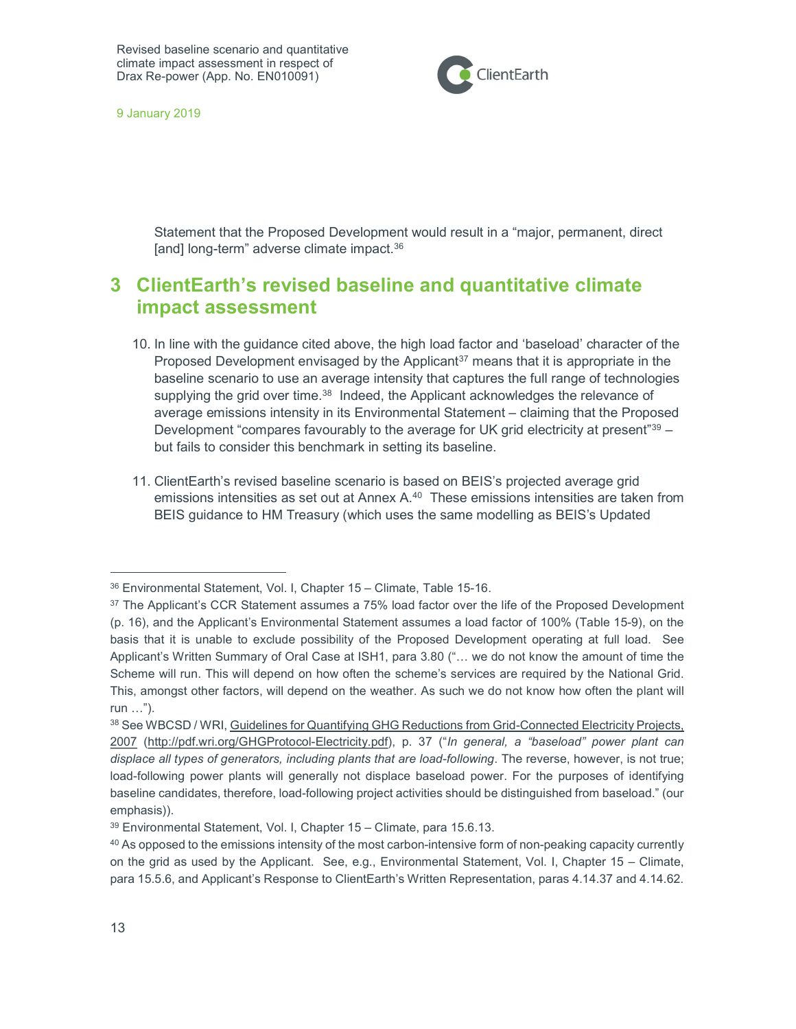Statement that the Proposed Development would result in a "major, permanent, direct [and] long-term" adverse climate impact.[36]

## 3 ClientEarth's revised baseline and quantitative climate impact assessment

10. In line with the guidance cited above, the high load factor and 'baseload' character of the Proposed Development envisaged by the Applicant[37] means that it is appropriate in the baseline scenario to use an average intensity that captures the full range of technologies supplying the grid over time.[38] Indeed, the Applicant acknowledges the relevance of average emissions intensity in its Environmental Statement – claiming that the Proposed Development "compares favourably to the average for UK grid electricity at present"[39] – but fails to consider this benchmark in setting its baseline.

11. ClientEarth's revised baseline scenario is based on BEIS's projected average grid emissions intensities as set out at Annex A.[40] These emissions intensities are taken from BEIS guidance to HM Treasury (which uses the same modelling as BEIS's Updated

---

[36] Environmental Statement, Vol. I, Chapter 15 – Climate, Table 15-16.

[37] The Applicant's CCR Statement assumes a 75% load factor over the life of the Proposed Development (p. 16), and the Applicant's Environmental Statement assumes a load factor of 100% (Table 15-9), on the basis that it is unable to exclude possibility of the Proposed Development operating at full load. See Applicant's Written Summary of Oral Case at ISH1, para 3.80 ("… we do not know the amount of time the Scheme will run. This will depend on how often the scheme's services are required by the National Grid. This, amongst other factors, will depend on the weather. As such we do not know how often the plant will run …").

[38] See WBCSD / WRI, Guidelines for Quantifying GHG Reductions from Grid-Connected Electricity Projects, 2007 (http://pdf.wri.org/GHGProtocol-Electricity.pdf), p. 37 ("*In general, a "baseload" power plant can displace all types of generators, including plants that are load-following*. The reverse, however, is not true; load-following power plants will generally not displace baseload power. For the purposes of identifying baseline candidates, therefore, load-following project activities should be distinguished from baseload." (our emphasis)).

[39] Environmental Statement, Vol. I, Chapter 15 – Climate, para 15.6.13.

[40] As opposed to the emissions intensity of the most carbon-intensive form of non-peaking capacity currently on the grid as used by the Applicant. See, e.g., Environmental Statement, Vol. I, Chapter 15 – Climate, para 15.5.6, and Applicant's Response to ClientEarth's Written Representation, paras 4.14.37 and 4.14.62.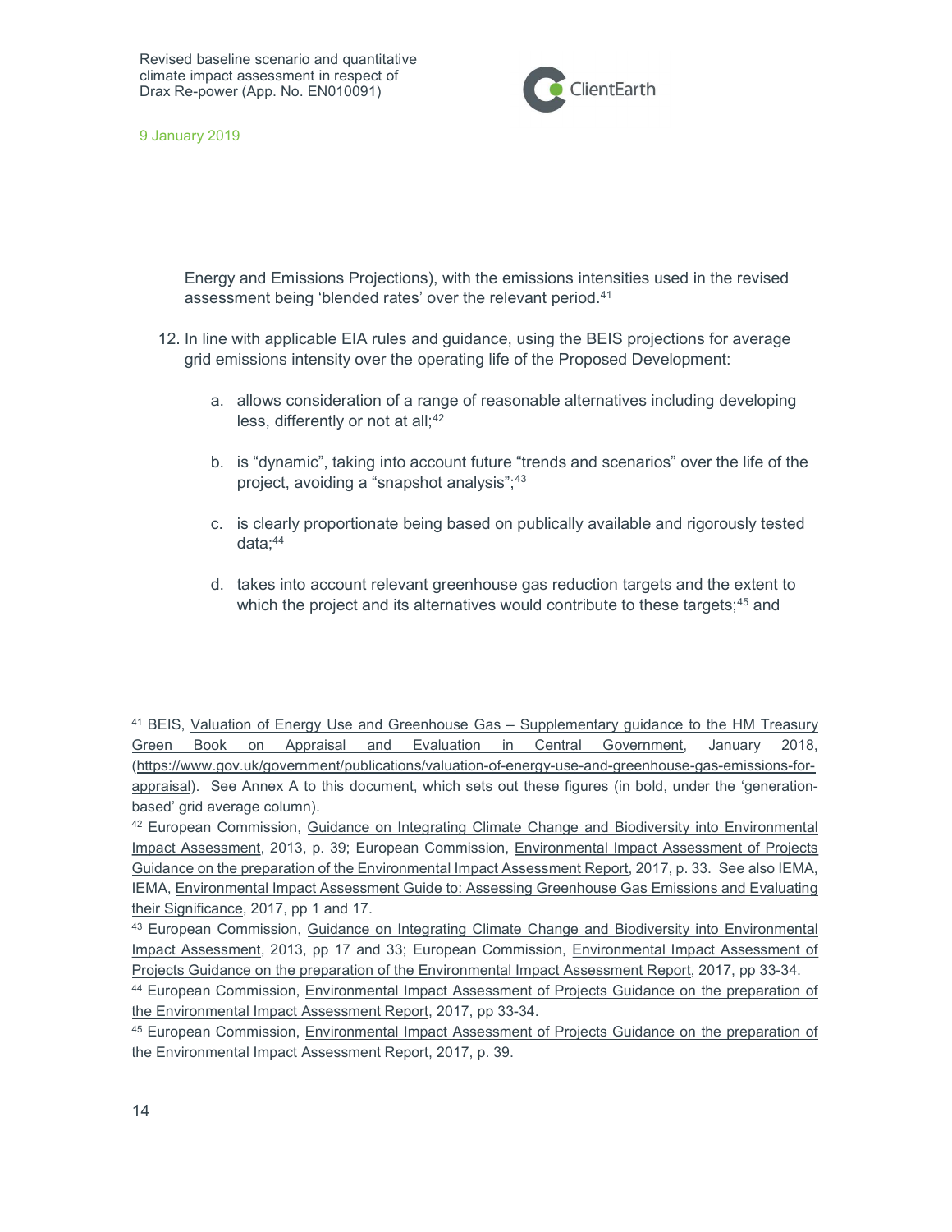Energy and Emissions Projections), with the emissions intensities used in the revised assessment being 'blended rates' over the relevant period.[41]

12. In line with applicable EIA rules and guidance, using the BEIS projections for average grid emissions intensity over the operating life of the Proposed Development:

    a. allows consideration of a range of reasonable alternatives including developing less, differently or not at all;[42]

    b. is "dynamic", taking into account future "trends and scenarios" over the life of the project, avoiding a "snapshot analysis";[43]

    c. is clearly proportionate being based on publically available and rigorously tested data;[44]

    d. takes into account relevant greenhouse gas reduction targets and the extent to which the project and its alternatives would contribute to these targets;[45] and

---

[41] BEIS, Valuation of Energy Use and Greenhouse Gas – Supplementary guidance to the HM Treasury Green Book on Appraisal and Evaluation in Central Government, January 2018, (https://www.gov.uk/government/publications/valuation-of-energy-use-and-greenhouse-gas-emissions-for-appraisal). See Annex A to this document, which sets out these figures (in bold, under the 'generation-based' grid average column).

[42] European Commission, Guidance on Integrating Climate Change and Biodiversity into Environmental Impact Assessment, 2013, p. 39; European Commission, Environmental Impact Assessment of Projects Guidance on the preparation of the Environmental Impact Assessment Report, 2017, p. 33. See also IEMA, IEMA, Environmental Impact Assessment Guide to: Assessing Greenhouse Gas Emissions and Evaluating their Significance, 2017, pp 1 and 17.

[43] European Commission, Guidance on Integrating Climate Change and Biodiversity into Environmental Impact Assessment, 2013, pp 17 and 33; European Commission, Environmental Impact Assessment of Projects Guidance on the preparation of the Environmental Impact Assessment Report, 2017, pp 33-34.

[44] European Commission, Environmental Impact Assessment of Projects Guidance on the preparation of the Environmental Impact Assessment Report, 2017, pp 33-34.

[45] European Commission, Environmental Impact Assessment of Projects Guidance on the preparation of the Environmental Impact Assessment Report, 2017, p. 39.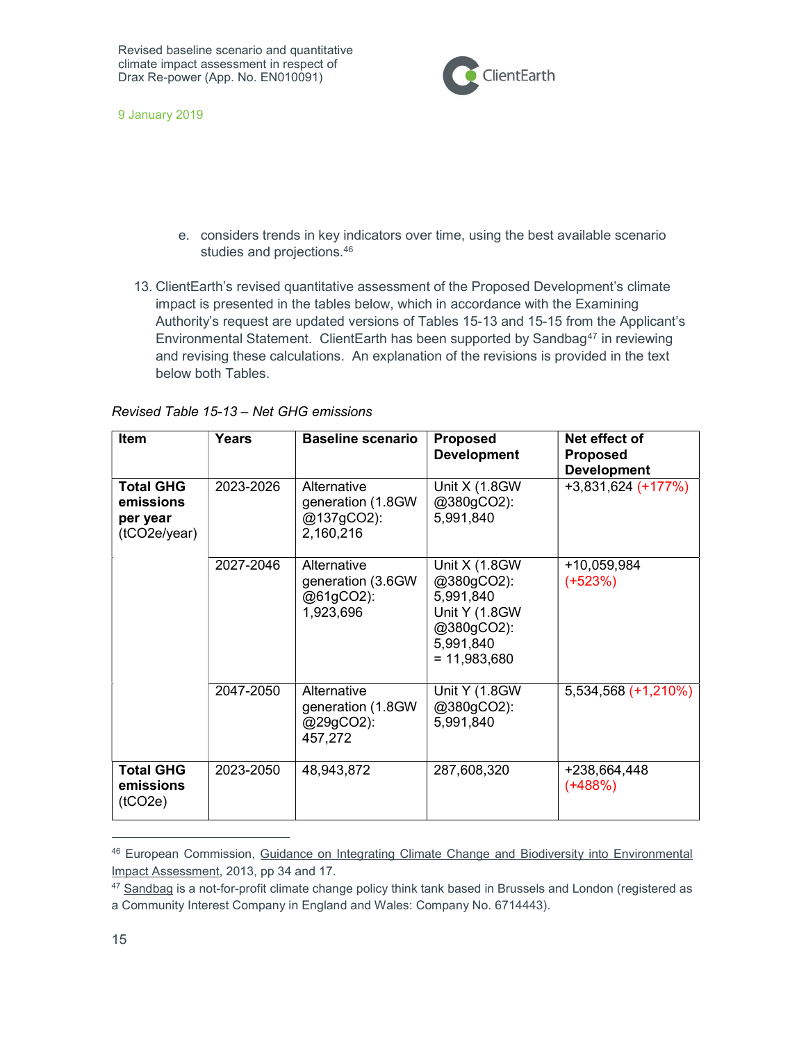e. considers trends in key indicators over time, using the best available scenario studies and projections.[46]

13. ClientEarth's revised quantitative assessment of the Proposed Development's climate impact is presented in the tables below, which in accordance with the Examining Authority's request are updated versions of Tables 15-13 and 15-15 from the Applicant's Environmental Statement. ClientEarth has been supported by Sandbag[47] in reviewing and revising these calculations. An explanation of the revisions is provided in the text below both Tables.

*Revised Table 15-13 – Net GHG emissions*

| Item | Years | Baseline scenario | Proposed Development | Net effect of Proposed Development |
|---|---|---|---|---|
| **Total GHG emissions per year** ($tCO_2e$/year) | 2023-2026 | Alternative generation (1.8GW @137g$CO_2$): 2,160,216 | Unit X (1.8GW @380g$CO_2$): 5,991,840 | +3,831,624 (+177%) |
| | 2027-2046 | Alternative generation (3.6GW @61g$CO_2$): 1,923,696 | Unit X (1.8GW @380g$CO_2$): 5,991,840 Unit Y (1.8GW @380g$CO_2$): 5,991,840 = 11,983,680 | +10,059,984 (+523%) |
| | 2047-2050 | Alternative generation (1.8GW @29g$CO_2$): 457,272 | Unit Y (1.8GW @380g$CO_2$): 5,991,840 | 5,534,568 (+1,210%) |
| **Total GHG emissions** ($tCO_2e$) | 2023-2050 | 48,943,872 | 287,608,320 | +238,664,448 (+488%) |

[46] European Commission, Guidance on Integrating Climate Change and Biodiversity into Environmental Impact Assessment, 2013, pp 34 and 17.

[47] Sandbag is a not-for-profit climate change policy think tank based in Brussels and London (registered as a Community Interest Company in England and Wales: Company No. 6714443).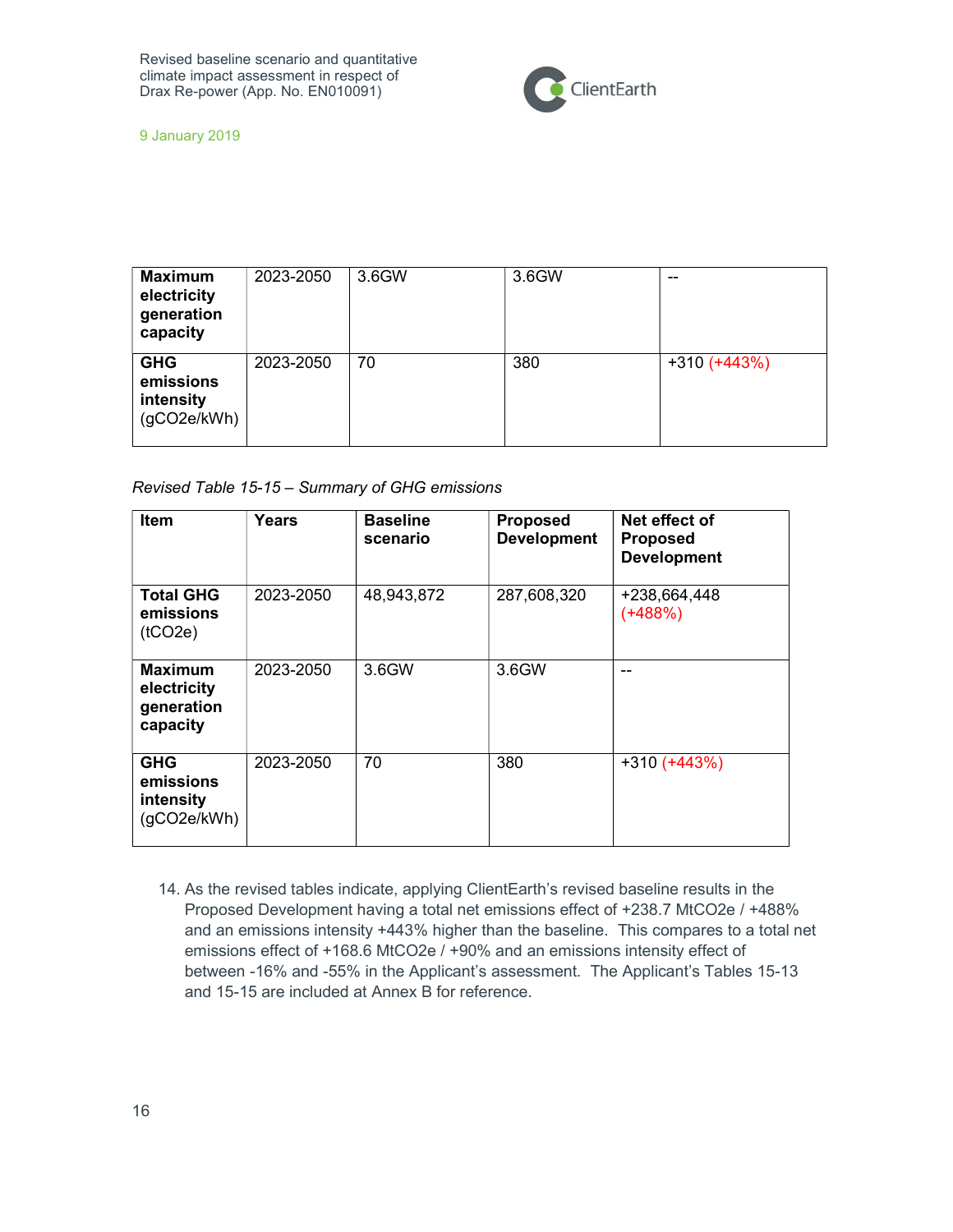| Maximum electricity generation capacity | 2023-2050 | 3.6GW | 3.6GW | -- |
|---|---|---|---|---|
| GHG emissions intensity (gCO2e/kWh) | 2023-2050 | 70 | 380 | +310 (+443%) |

*Revised Table 15-15 – Summary of GHG emissions*

| Item | Years | Baseline scenario | Proposed Development | Net effect of Proposed Development |
|---|---|---|---|---|
| **Total GHG emissions** (tCO2e) | 2023-2050 | 48,943,872 | 287,608,320 | +238,664,448 (+488%) |
| **Maximum electricity generation capacity** | 2023-2050 | 3.6GW | 3.6GW | -- |
| **GHG emissions intensity** (gCO2e/kWh) | 2023-2050 | 70 | 380 | +310 (+443%) |

14. As the revised tables indicate, applying ClientEarth's revised baseline results in the Proposed Development having a total net emissions effect of +238.7 MtCO2e / +488% and an emissions intensity +443% higher than the baseline. This compares to a total net emissions effect of +168.6 MtCO2e / +90% and an emissions intensity effect of between -16% and -55% in the Applicant's assessment. The Applicant's Tables 15-13 and 15-15 are included at Annex B for reference.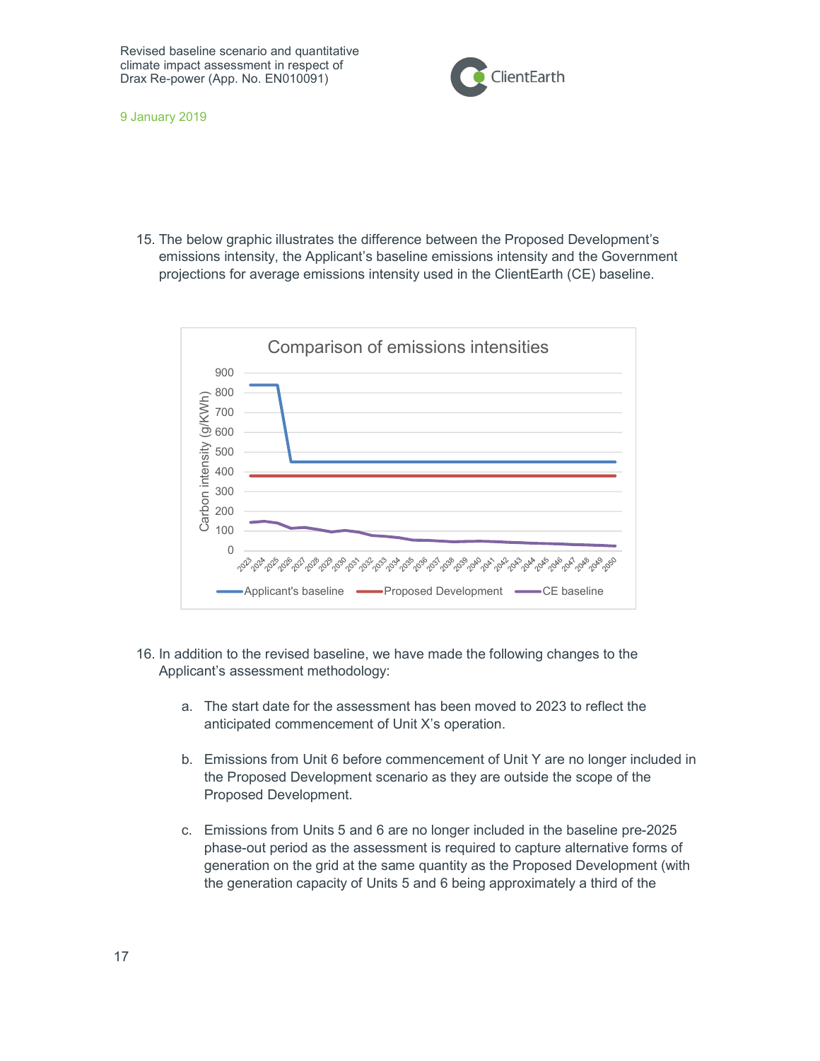15. The below graphic illustrates the difference between the Proposed Development's emissions intensity, the Applicant's baseline emissions intensity and the Government projections for average emissions intensity used in the ClientEarth (CE) baseline.

16. In addition to the revised baseline, we have made the following changes to the Applicant's assessment methodology:

    a. The start date for the assessment has been moved to 2023 to reflect the anticipated commencement of Unit X's operation.

    b. Emissions from Unit 6 before commencement of Unit Y are no longer included in the Proposed Development scenario as they are outside the scope of the Proposed Development.

    c. Emissions from Units 5 and 6 are no longer included in the baseline pre-2025 phase-out period as the assessment is required to capture alternative forms of generation on the grid at the same quantity as the Proposed Development (with the generation capacity of Units 5 and 6 being approximately a third of the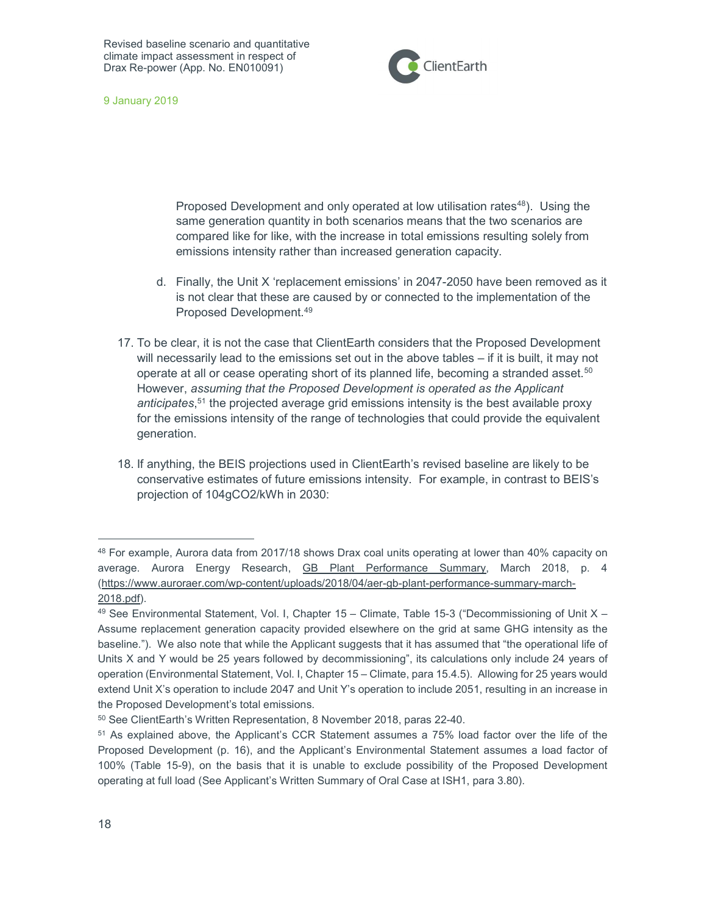Proposed Development and only operated at low utilisation rates[48]). Using the same generation quantity in both scenarios means that the two scenarios are compared like for like, with the increase in total emissions resulting solely from emissions intensity rather than increased generation capacity.

d. Finally, the Unit X 'replacement emissions' in 2047-2050 have been removed as it is not clear that these are caused by or connected to the implementation of the Proposed Development.[49]

17. To be clear, it is not the case that ClientEarth considers that the Proposed Development will necessarily lead to the emissions set out in the above tables – if it is built, it may not operate at all or cease operating short of its planned life, becoming a stranded asset.[50] However, *assuming that the Proposed Development is operated as the Applicant anticipates*,[51] the projected average grid emissions intensity is the best available proxy for the emissions intensity of the range of technologies that could provide the equivalent generation.

18. If anything, the BEIS projections used in ClientEarth's revised baseline are likely to be conservative estimates of future emissions intensity. For example, in contrast to BEIS's projection of 104g$CO_2$/kWh in 2030:

---

[48] For example, Aurora data from 2017/18 shows Drax coal units operating at lower than 40% capacity on average. Aurora Energy Research, GB Plant Performance Summary, March 2018, p. 4 (https://www.auroraer.com/wp-content/uploads/2018/04/aer-gb-plant-performance-summary-march-2018.pdf).

[49] See Environmental Statement, Vol. I, Chapter 15 – Climate, Table 15-3 ("Decommissioning of Unit X – Assume replacement generation capacity provided elsewhere on the grid at same GHG intensity as the baseline."). We also note that while the Applicant suggests that it has assumed that "the operational life of Units X and Y would be 25 years followed by decommissioning", its calculations only include 24 years of operation (Environmental Statement, Vol. I, Chapter 15 – Climate, para 15.4.5). Allowing for 25 years would extend Unit X's operation to include 2047 and Unit Y's operation to include 2051, resulting in an increase in the Proposed Development's total emissions.

[50] See ClientEarth's Written Representation, 8 November 2018, paras 22-40.

[51] As explained above, the Applicant's CCR Statement assumes a 75% load factor over the life of the Proposed Development (p. 16), and the Applicant's Environmental Statement assumes a load factor of 100% (Table 15-9), on the basis that it is unable to exclude possibility of the Proposed Development operating at full load (See Applicant's Written Summary of Oral Case at ISH1, para 3.80).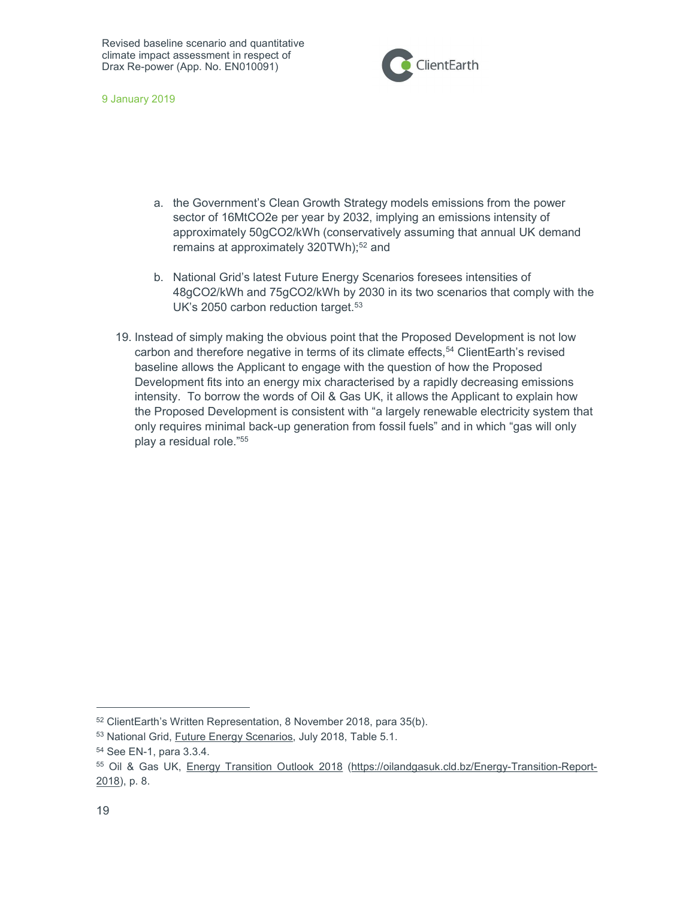a. the Government's Clean Growth Strategy models emissions from the power sector of 16MtCO2e per year by 2032, implying an emissions intensity of approximately 50gCO2/kWh (conservatively assuming that annual UK demand remains at approximately 320TWh);[52] and

b. National Grid's latest Future Energy Scenarios foresees intensities of 48gCO2/kWh and 75gCO2/kWh by 2030 in its two scenarios that comply with the UK's 2050 carbon reduction target.[53]

19. Instead of simply making the obvious point that the Proposed Development is not low carbon and therefore negative in terms of its climate effects,[54] ClientEarth's revised baseline allows the Applicant to engage with the question of how the Proposed Development fits into an energy mix characterised by a rapidly decreasing emissions intensity. To borrow the words of Oil & Gas UK, it allows the Applicant to explain how the Proposed Development is consistent with "a largely renewable electricity system that only requires minimal back-up generation from fossil fuels" and in which "gas will only play a residual role."[55]

---

[52] ClientEarth's Written Representation, 8 November 2018, para 35(b).

[53] National Grid, Future Energy Scenarios, July 2018, Table 5.1.

[54] See EN-1, para 3.3.4.

[55] Oil & Gas UK, Energy Transition Outlook 2018 (https://oilandgasuk.cld.bz/Energy-Transition-Report-2018), p. 8.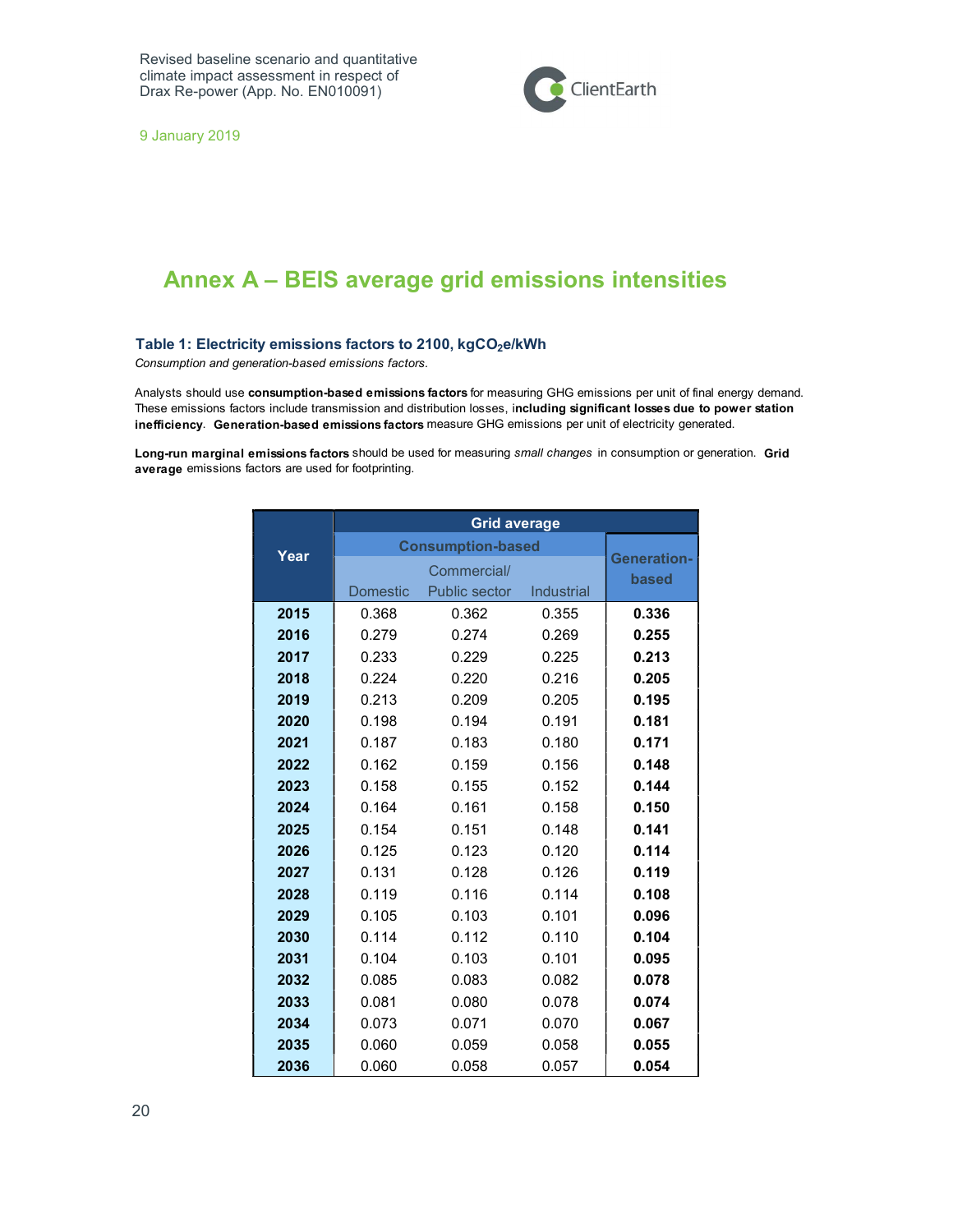# Annex A – BEIS average grid emissions intensities

### Table 1: Electricity emissions factors to 2100, $kgCO_2e/kWh$

*Consumption and generation-based emissions factors.*

Analysts should use **consumption-based emissions factors** for measuring GHG emissions per unit of final energy demand. These emissions factors include transmission and distribution losses, i**ncluding significant losses due to power station inefficiency**. **Generation-based emissions factors** measure GHG emissions per unit of electricity generated.

**Long-run marginal emissions factors** should be used for measuring *small changes* in consumption or generation. **Grid average** emissions factors are used for footprinting.

| Year | Grid average | | | |
|---|---|---|---|---|
| | Consumption-based | | | Generation-based |
| | Domestic | Commercial/ Public sector | Industrial | |
| **2015** | 0.368 | 0.362 | 0.355 | **0.336** |
| **2016** | 0.279 | 0.274 | 0.269 | **0.255** |
| **2017** | 0.233 | 0.229 | 0.225 | **0.213** |
| **2018** | 0.224 | 0.220 | 0.216 | **0.205** |
| **2019** | 0.213 | 0.209 | 0.205 | **0.195** |
| **2020** | 0.198 | 0.194 | 0.191 | **0.181** |
| **2021** | 0.187 | 0.183 | 0.180 | **0.171** |
| **2022** | 0.162 | 0.159 | 0.156 | **0.148** |
| **2023** | 0.158 | 0.155 | 0.152 | **0.144** |
| **2024** | 0.164 | 0.161 | 0.158 | **0.150** |
| **2025** | 0.154 | 0.151 | 0.148 | **0.141** |
| **2026** | 0.125 | 0.123 | 0.120 | **0.114** |
| **2027** | 0.131 | 0.128 | 0.126 | **0.119** |
| **2028** | 0.119 | 0.116 | 0.114 | **0.108** |
| **2029** | 0.105 | 0.103 | 0.101 | **0.096** |
| **2030** | 0.114 | 0.112 | 0.110 | **0.104** |
| **2031** | 0.104 | 0.103 | 0.101 | **0.095** |
| **2032** | 0.085 | 0.083 | 0.082 | **0.078** |
| **2033** | 0.081 | 0.080 | 0.078 | **0.074** |
| **2034** | 0.073 | 0.071 | 0.070 | **0.067** |
| **2035** | 0.060 | 0.059 | 0.058 | **0.055** |
| **2036** | 0.060 | 0.058 | 0.057 | **0.054** |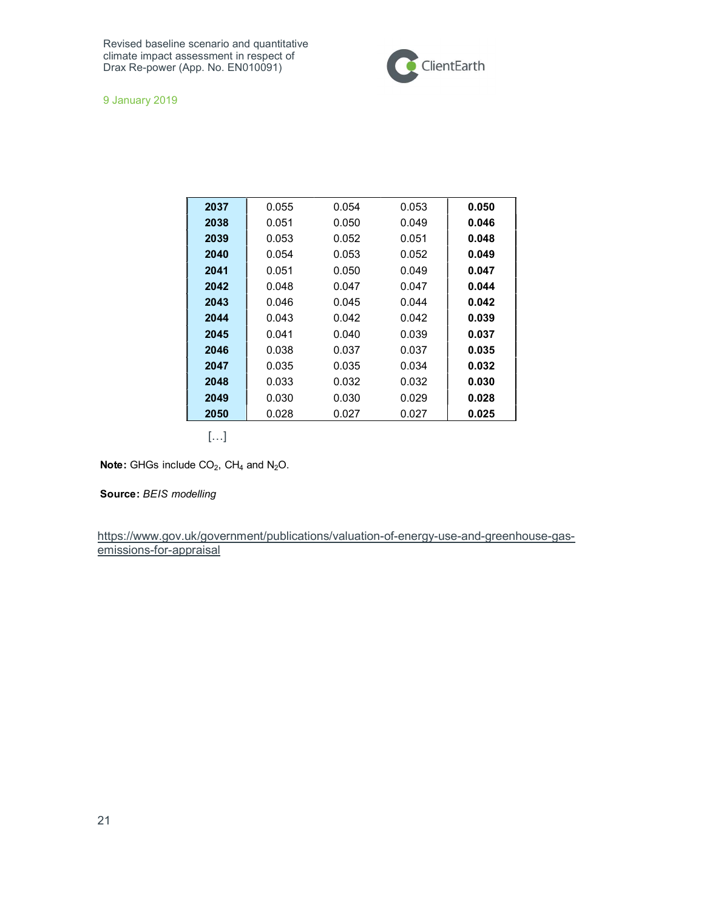| | | | | |
|---|---|---|---|---|
| **2037** | 0.055 | 0.054 | 0.053 | **0.050** |
| **2038** | 0.051 | 0.050 | 0.049 | **0.046** |
| **2039** | 0.053 | 0.052 | 0.051 | **0.048** |
| **2040** | 0.054 | 0.053 | 0.052 | **0.049** |
| **2041** | 0.051 | 0.050 | 0.049 | **0.047** |
| **2042** | 0.048 | 0.047 | 0.047 | **0.044** |
| **2043** | 0.046 | 0.045 | 0.044 | **0.042** |
| **2044** | 0.043 | 0.042 | 0.042 | **0.039** |
| **2045** | 0.041 | 0.040 | 0.039 | **0.037** |
| **2046** | 0.038 | 0.037 | 0.037 | **0.035** |
| **2047** | 0.035 | 0.035 | 0.034 | **0.032** |
| **2048** | 0.033 | 0.032 | 0.032 | **0.030** |
| **2049** | 0.030 | 0.030 | 0.029 | **0.028** |
| **2050** | 0.028 | 0.027 | 0.027 | **0.025** |

[…]

**Note:** GHGs include $CO_2$, $CH_4$ and $N_2O$.

**Source:** *BEIS modelling*

https://www.gov.uk/government/publications/valuation-of-energy-use-and-greenhouse-gas-emissions-for-appraisal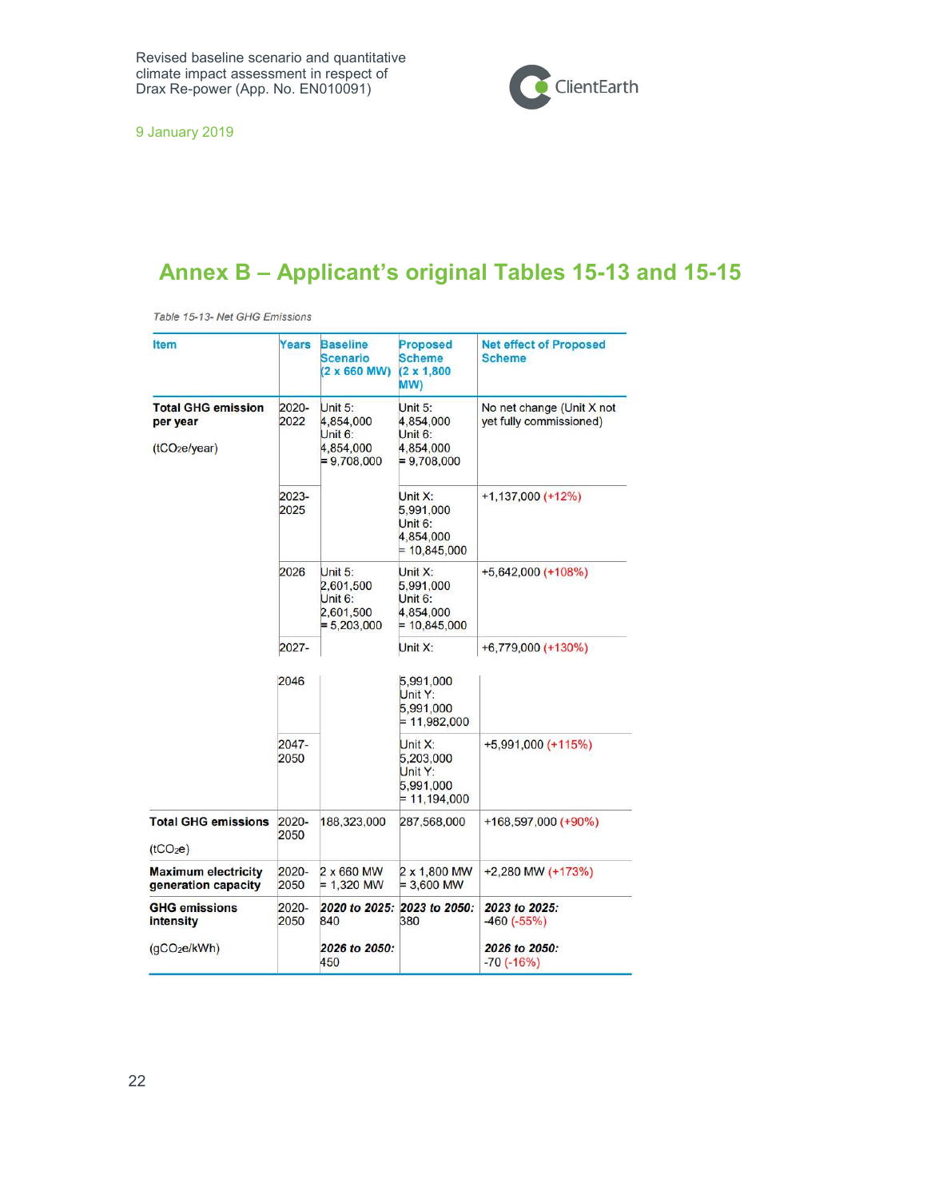## Annex B – Applicant's original Tables 15-13 and 15-15

*Table 15-13- Net GHG Emissions*

| Item | Years | Baseline Scenario (2 x 660 MW) | Proposed Scheme (2 x 1,800 MW) | Net effect of Proposed Scheme |
|---|---|---|---|---|
| **Total GHG emission per year** ($tCO_2e$/year) | 2020-2022 | Unit 5: 4,854,000 Unit 6: 4,854,000 = 9,708,000 | Unit 5: 4,854,000 Unit 6: 4,854,000 = 9,708,000 | No net change (Unit X not yet fully commissioned) |
| | 2023-2025 | | Unit X: 5,991,000 Unit 6: 4,854,000 = 10,845,000 | +1,137,000 (+12%) |
| | 2026 | Unit 5: 2,601,500 Unit 6: 2,601,500 = 5,203,000 | Unit X: 5,991,000 Unit 6: 4,854,000 = 10,845,000 | +5,642,000 (+108%) |
| | 2027-2046 | | Unit X: 5,991,000 Unit Y: 5,991,000 = 11,982,000 | +6,779,000 (+130%) |
| | 2047-2050 | | Unit X: 5,203,000 Unit Y: 5,991,000 = 11,194,000 | +5,991,000 (+115%) |
| **Total GHG emissions** ($tCO_2e$) | 2020-2050 | 188,323,000 | 287,568,000 | +168,597,000 (+90%) |
| **Maximum electricity generation capacity** | 2020-2050 | 2 x 660 MW = 1,320 MW | 2 x 1,800 MW = 3,600 MW | +2,280 MW (+173%) |
| **GHG emissions intensity** ($gCO_2e$/kWh) | 2020-2050 | ***2020 to 2025:*** 840 ***2026 to 2050:*** 450 | ***2023 to 2050:*** 380 | ***2023 to 2025:*** -460 (-55%) ***2026 to 2050:*** -70 (-16%) |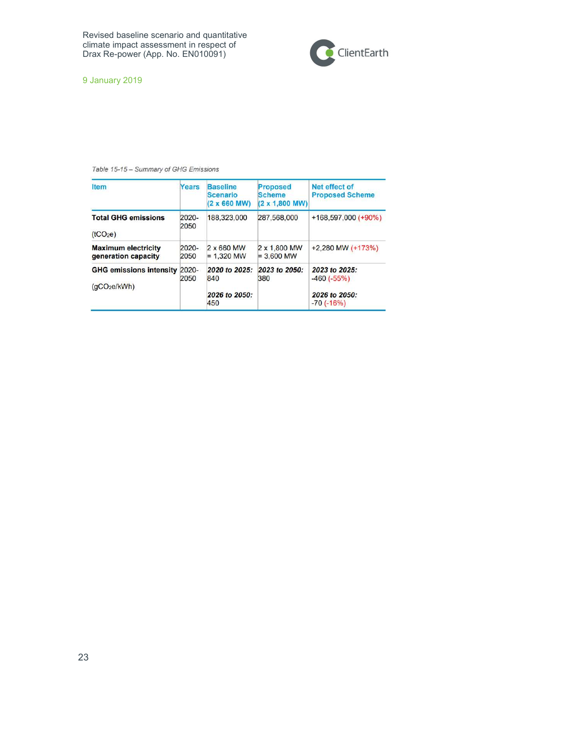*Table 15-15 – Summary of GHG Emissions*

| Item | Years | Baseline Scenario (2 x 660 MW) | Proposed Scheme (2 x 1,800 MW) | Net effect of Proposed Scheme |
|---|---|---|---|---|
| **Total GHG emissions** ($tCO_2e$) | 2020-2050 | 188,323,000 | 287,568,000 | +168,597,000 (+90%) |
| **Maximum electricity generation capacity** | 2020-2050 | 2 x 660 MW = 1,320 MW | 2 x 1,800 MW = 3,600 MW | +2,280 MW (+173%) |
| **GHG emissions intensity** ($gCO_2e/kWh$) | 2020-2050 | ***2020 to 2025:*** 840 ***2026 to 2050:*** 450 | ***2023 to 2050:*** 380 | ***2023 to 2025:*** -460 (-55%) ***2026 to 2050:*** -70 (-16%) |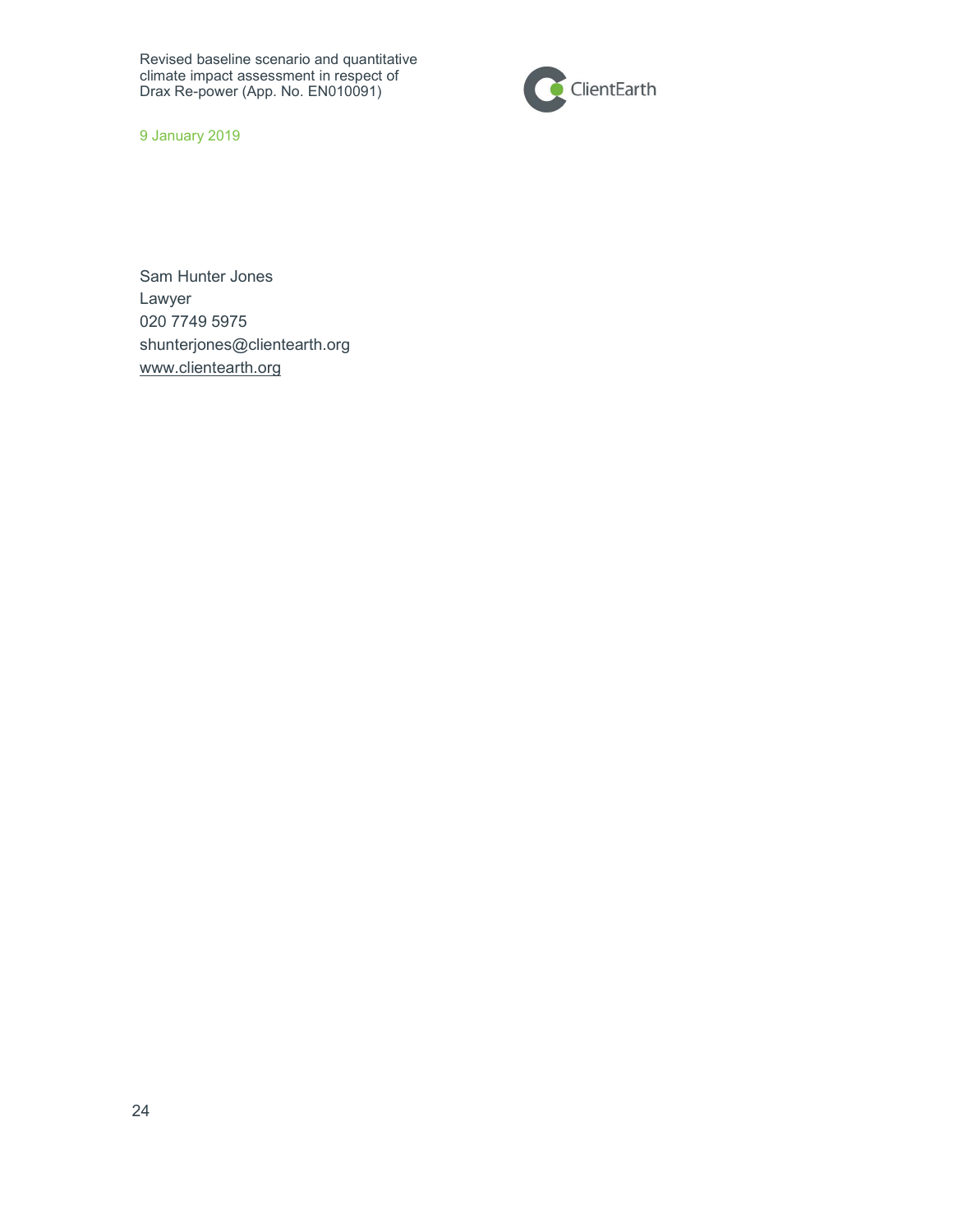Revised baseline scenario and quantitative climate impact assessment in respect of Drax Re-power (App. No. EN010091)

9 January 2019

Sam Hunter Jones
Lawyer
020 7749 5975
shunterjones@clientearth.org
www.clientearth.org